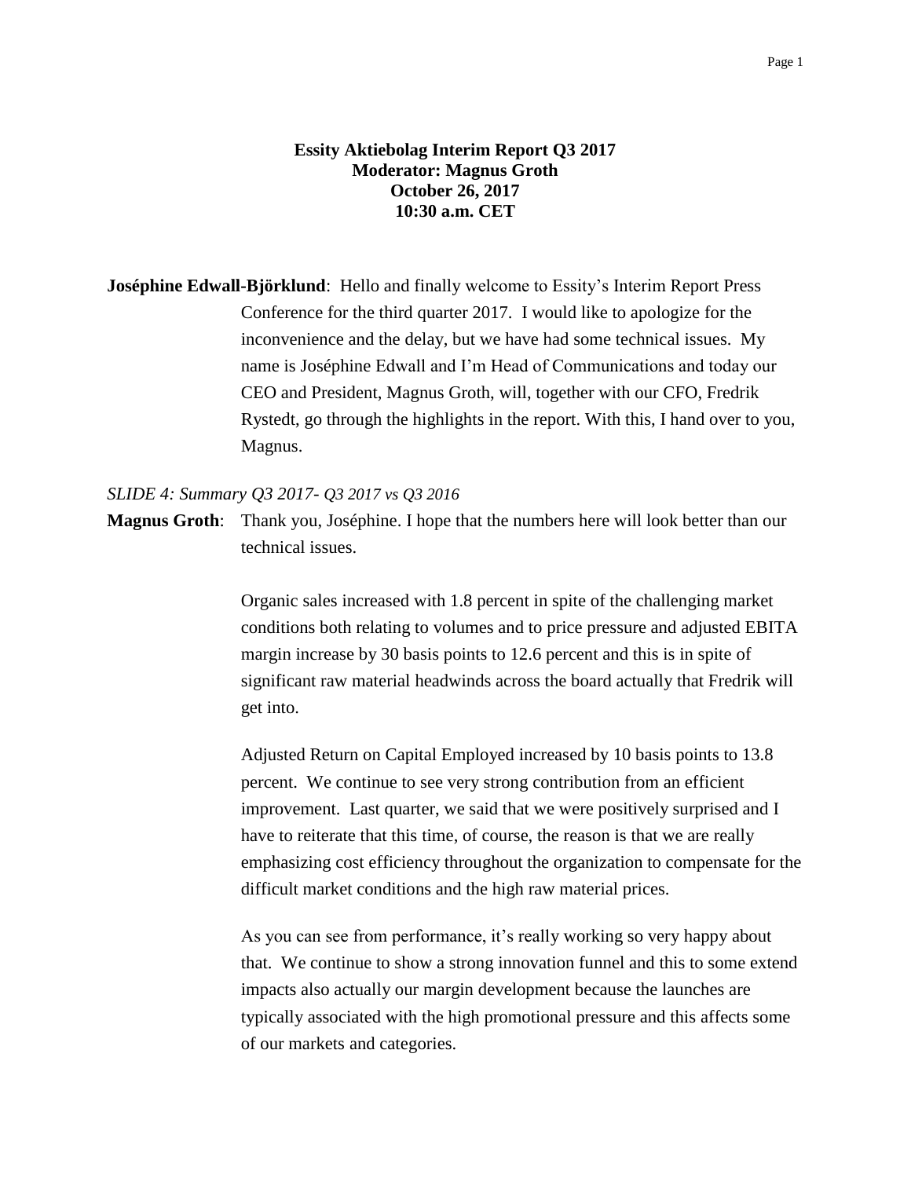**Essity Aktiebolag Interim Report Q3 2017**
**Moderator: Magnus Groth**
**October 26, 2017**
**10:30 a.m. CET**

**Joséphine Edwall-Björklund**: Hello and finally welcome to Essity's Interim Report Press Conference for the third quarter 2017. I would like to apologize for the inconvenience and the delay, but we have had some technical issues. My name is Joséphine Edwall and I'm Head of Communications and today our CEO and President, Magnus Groth, will, together with our CFO, Fredrik Rystedt, go through the highlights in the report. With this, I hand over to you, Magnus.

*SLIDE 4: Summary Q3 2017- Q3 2017 vs Q3 2016*

**Magnus Groth**: Thank you, Joséphine. I hope that the numbers here will look better than our technical issues.

Organic sales increased with 1.8 percent in spite of the challenging market conditions both relating to volumes and to price pressure and adjusted EBITA margin increase by 30 basis points to 12.6 percent and this is in spite of significant raw material headwinds across the board actually that Fredrik will get into.

Adjusted Return on Capital Employed increased by 10 basis points to 13.8 percent. We continue to see very strong contribution from an efficient improvement. Last quarter, we said that we were positively surprised and I have to reiterate that this time, of course, the reason is that we are really emphasizing cost efficiency throughout the organization to compensate for the difficult market conditions and the high raw material prices.

As you can see from performance, it's really working so very happy about that. We continue to show a strong innovation funnel and this to some extend impacts also actually our margin development because the launches are typically associated with the high promotional pressure and this affects some of our markets and categories.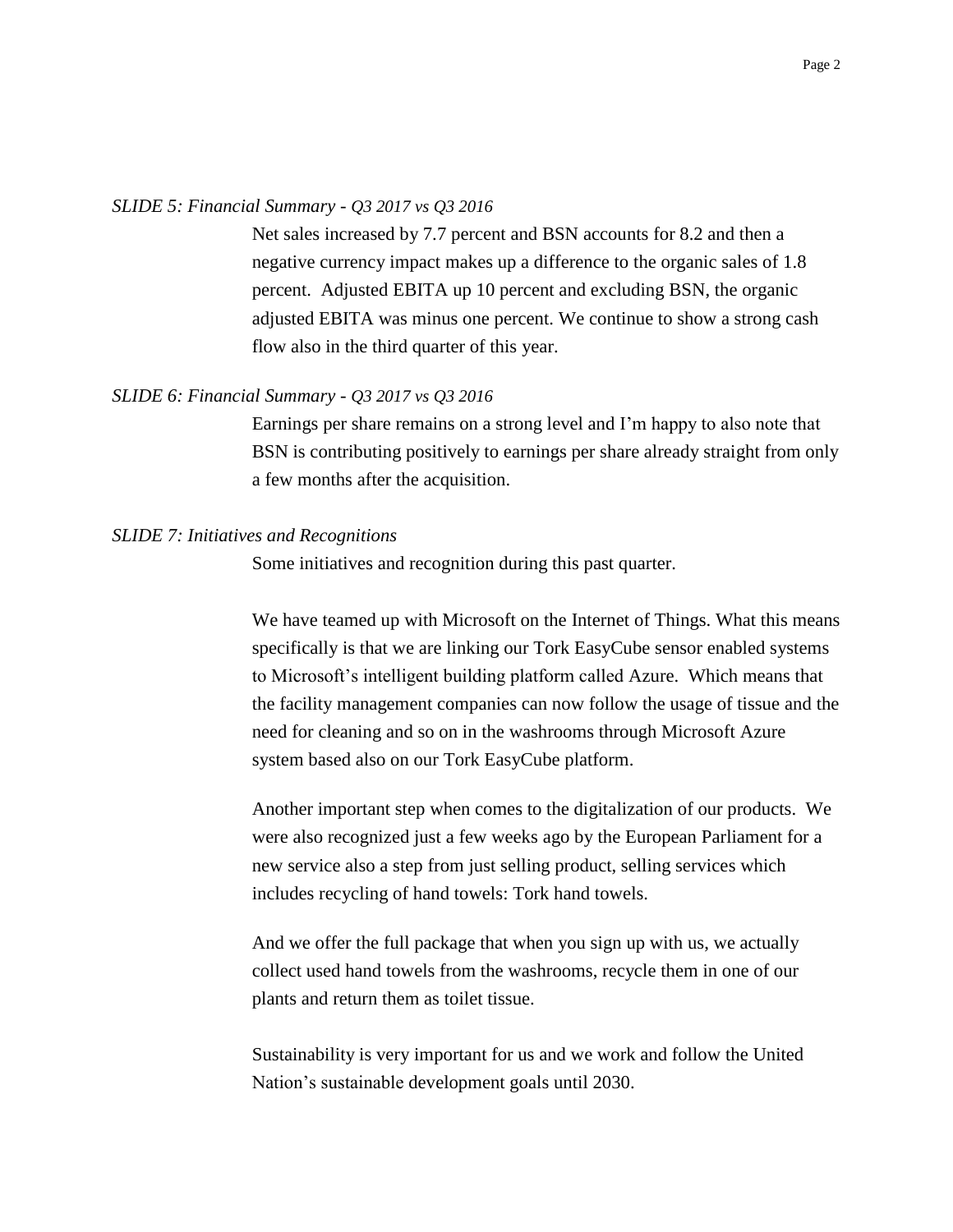*SLIDE 5: Financial Summary - Q3 2017 vs Q3 2016*

Net sales increased by 7.7 percent and BSN accounts for 8.2 and then a negative currency impact makes up a difference to the organic sales of 1.8 percent. Adjusted EBITA up 10 percent and excluding BSN, the organic adjusted EBITA was minus one percent. We continue to show a strong cash flow also in the third quarter of this year.

*SLIDE 6: Financial Summary - Q3 2017 vs Q3 2016*

Earnings per share remains on a strong level and I'm happy to also note that BSN is contributing positively to earnings per share already straight from only a few months after the acquisition.

*SLIDE 7: Initiatives and Recognitions*

Some initiatives and recognition during this past quarter.

We have teamed up with Microsoft on the Internet of Things. What this means specifically is that we are linking our Tork EasyCube sensor enabled systems to Microsoft's intelligent building platform called Azure. Which means that the facility management companies can now follow the usage of tissue and the need for cleaning and so on in the washrooms through Microsoft Azure system based also on our Tork EasyCube platform.

Another important step when comes to the digitalization of our products. We were also recognized just a few weeks ago by the European Parliament for a new service also a step from just selling product, selling services which includes recycling of hand towels: Tork hand towels.

And we offer the full package that when you sign up with us, we actually collect used hand towels from the washrooms, recycle them in one of our plants and return them as toilet tissue.

Sustainability is very important for us and we work and follow the United Nation's sustainable development goals until 2030.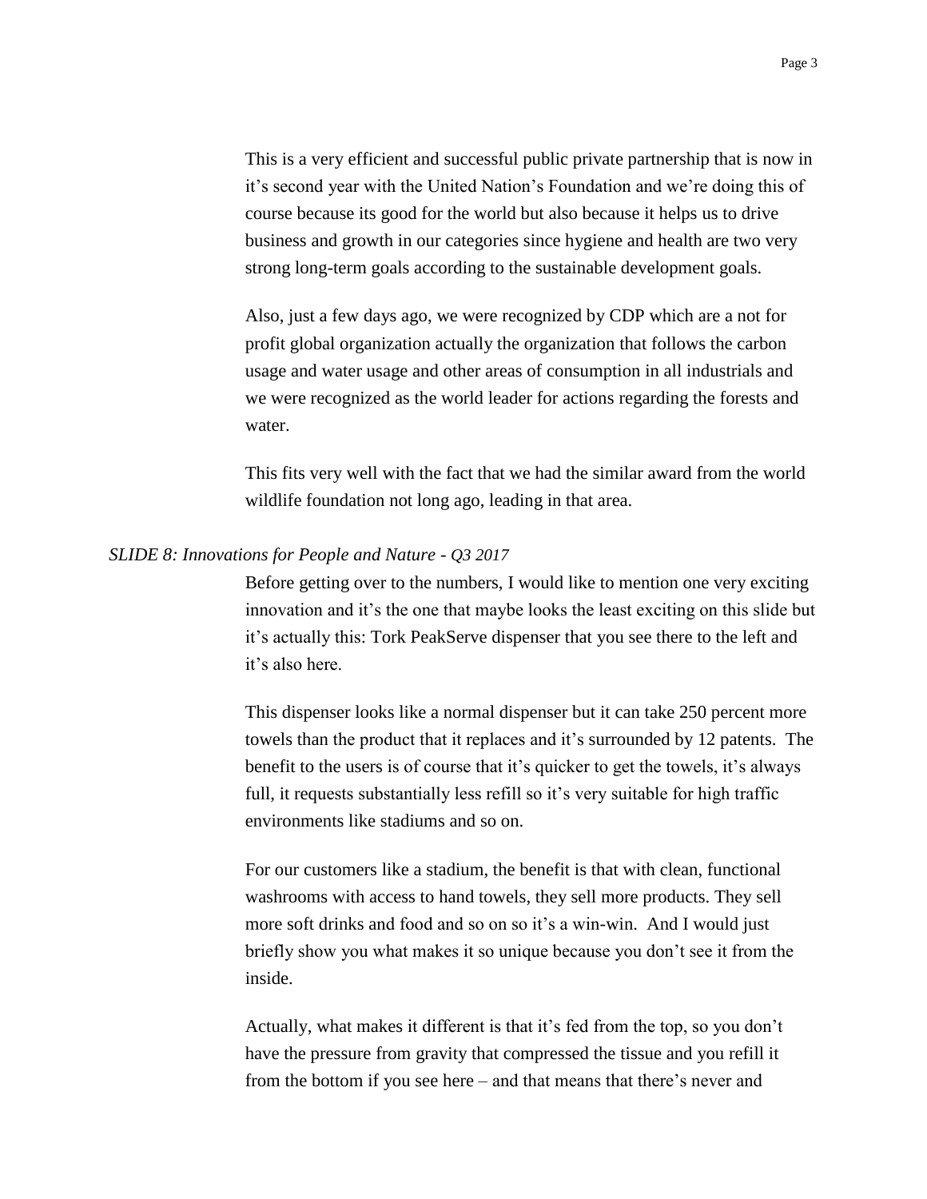This is a very efficient and successful public private partnership that is now in it's second year with the United Nation's Foundation and we're doing this of course because its good for the world but also because it helps us to drive business and growth in our categories since hygiene and health are two very strong long-term goals according to the sustainable development goals.

Also, just a few days ago, we were recognized by CDP which are a not for profit global organization actually the organization that follows the carbon usage and water usage and other areas of consumption in all industrials and we were recognized as the world leader for actions regarding the forests and water.

This fits very well with the fact that we had the similar award from the world wildlife foundation not long ago, leading in that area.

*SLIDE 8: Innovations for People and Nature - Q3 2017*

Before getting over to the numbers, I would like to mention one very exciting innovation and it's the one that maybe looks the least exciting on this slide but it's actually this: Tork PeakServe dispenser that you see there to the left and it's also here.

This dispenser looks like a normal dispenser but it can take 250 percent more towels than the product that it replaces and it's surrounded by 12 patents. The benefit to the users is of course that it's quicker to get the towels, it's always full, it requests substantially less refill so it's very suitable for high traffic environments like stadiums and so on.

For our customers like a stadium, the benefit is that with clean, functional washrooms with access to hand towels, they sell more products. They sell more soft drinks and food and so on so it's a win-win. And I would just briefly show you what makes it so unique because you don't see it from the inside.

Actually, what makes it different is that it's fed from the top, so you don't have the pressure from gravity that compressed the tissue and you refill it from the bottom if you see here – and that means that there's never and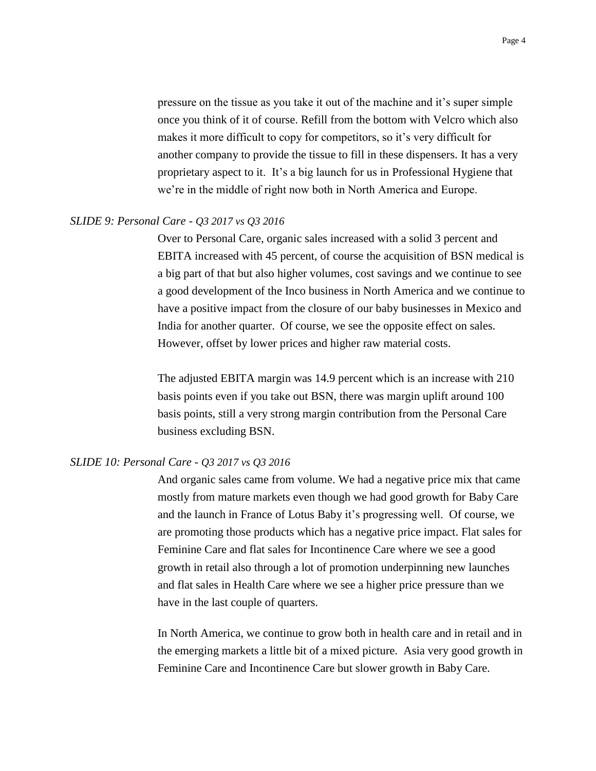pressure on the tissue as you take it out of the machine and it's super simple once you think of it of course. Refill from the bottom with Velcro which also makes it more difficult to copy for competitors, so it's very difficult for another company to provide the tissue to fill in these dispensers. It has a very proprietary aspect to it. It's a big launch for us in Professional Hygiene that we're in the middle of right now both in North America and Europe.

*SLIDE 9: Personal Care - Q3 2017 vs Q3 2016*

Over to Personal Care, organic sales increased with a solid 3 percent and EBITA increased with 45 percent, of course the acquisition of BSN medical is a big part of that but also higher volumes, cost savings and we continue to see a good development of the Inco business in North America and we continue to have a positive impact from the closure of our baby businesses in Mexico and India for another quarter. Of course, we see the opposite effect on sales. However, offset by lower prices and higher raw material costs.

The adjusted EBITA margin was 14.9 percent which is an increase with 210 basis points even if you take out BSN, there was margin uplift around 100 basis points, still a very strong margin contribution from the Personal Care business excluding BSN.

*SLIDE 10: Personal Care - Q3 2017 vs Q3 2016*

And organic sales came from volume. We had a negative price mix that came mostly from mature markets even though we had good growth for Baby Care and the launch in France of Lotus Baby it's progressing well. Of course, we are promoting those products which has a negative price impact. Flat sales for Feminine Care and flat sales for Incontinence Care where we see a good growth in retail also through a lot of promotion underpinning new launches and flat sales in Health Care where we see a higher price pressure than we have in the last couple of quarters.

In North America, we continue to grow both in health care and in retail and in the emerging markets a little bit of a mixed picture. Asia very good growth in Feminine Care and Incontinence Care but slower growth in Baby Care.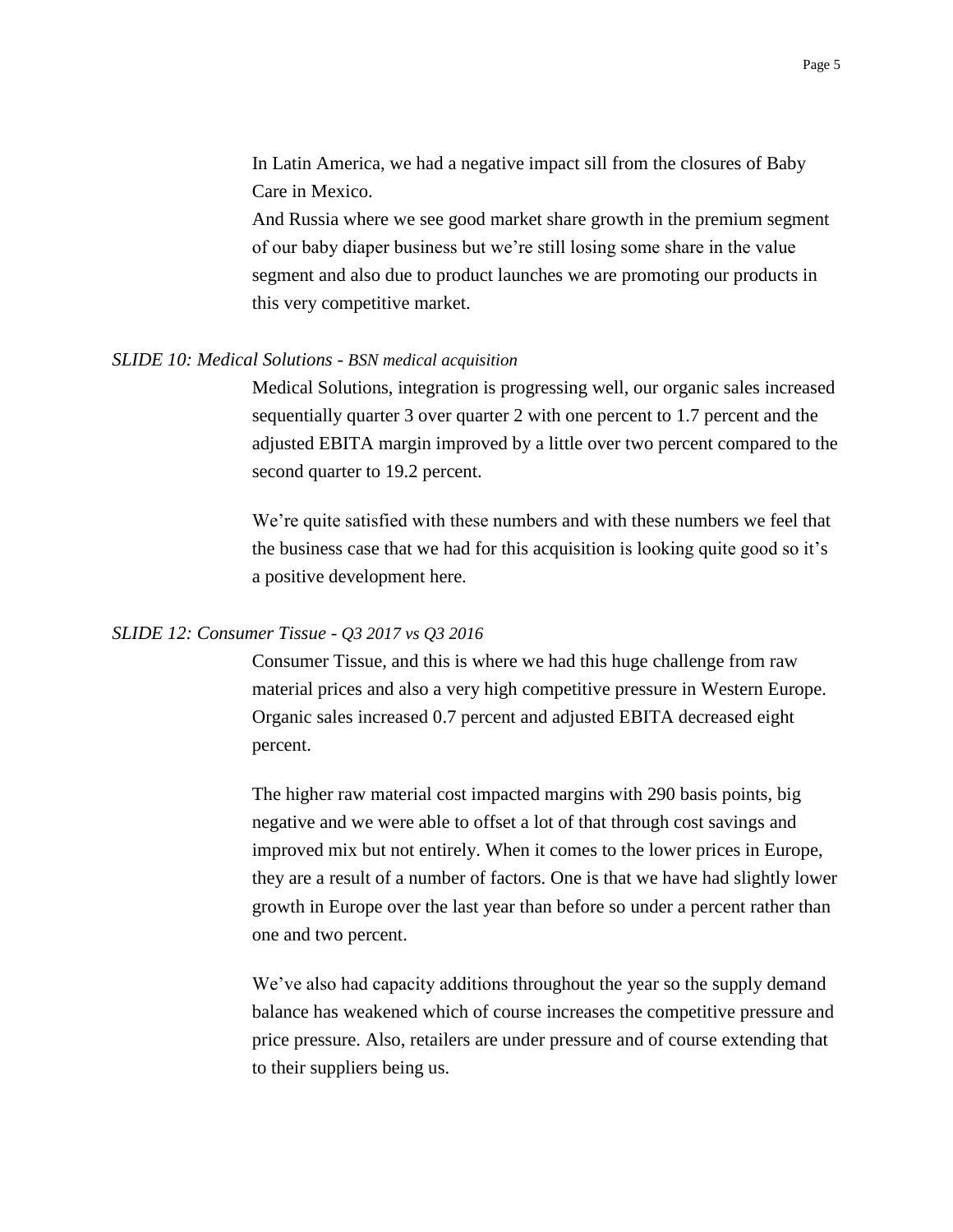In Latin America, we had a negative impact sill from the closures of Baby Care in Mexico.

And Russia where we see good market share growth in the premium segment of our baby diaper business but we're still losing some share in the value segment and also due to product launches we are promoting our products in this very competitive market.

*SLIDE 10: Medical Solutions - BSN medical acquisition*

Medical Solutions, integration is progressing well, our organic sales increased sequentially quarter 3 over quarter 2 with one percent to 1.7 percent and the adjusted EBITA margin improved by a little over two percent compared to the second quarter to 19.2 percent.

We're quite satisfied with these numbers and with these numbers we feel that the business case that we had for this acquisition is looking quite good so it's a positive development here.

*SLIDE 12: Consumer Tissue - Q3 2017 vs Q3 2016*

Consumer Tissue, and this is where we had this huge challenge from raw material prices and also a very high competitive pressure in Western Europe. Organic sales increased 0.7 percent and adjusted EBITA decreased eight percent.

The higher raw material cost impacted margins with 290 basis points, big negative and we were able to offset a lot of that through cost savings and improved mix but not entirely. When it comes to the lower prices in Europe, they are a result of a number of factors. One is that we have had slightly lower growth in Europe over the last year than before so under a percent rather than one and two percent.

We've also had capacity additions throughout the year so the supply demand balance has weakened which of course increases the competitive pressure and price pressure. Also, retailers are under pressure and of course extending that to their suppliers being us.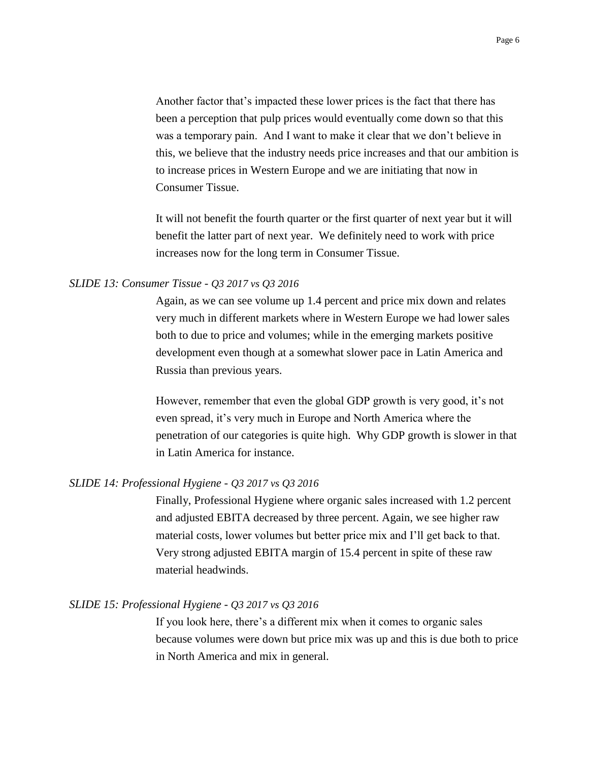Another factor that's impacted these lower prices is the fact that there has been a perception that pulp prices would eventually come down so that this was a temporary pain. And I want to make it clear that we don't believe in this, we believe that the industry needs price increases and that our ambition is to increase prices in Western Europe and we are initiating that now in Consumer Tissue.

It will not benefit the fourth quarter or the first quarter of next year but it will benefit the latter part of next year. We definitely need to work with price increases now for the long term in Consumer Tissue.

*SLIDE 13: Consumer Tissue - Q3 2017 vs Q3 2016*

Again, as we can see volume up 1.4 percent and price mix down and relates very much in different markets where in Western Europe we had lower sales both to due to price and volumes; while in the emerging markets positive development even though at a somewhat slower pace in Latin America and Russia than previous years.

However, remember that even the global GDP growth is very good, it's not even spread, it's very much in Europe and North America where the penetration of our categories is quite high. Why GDP growth is slower in that in Latin America for instance.

*SLIDE 14: Professional Hygiene - Q3 2017 vs Q3 2016*

Finally, Professional Hygiene where organic sales increased with 1.2 percent and adjusted EBITA decreased by three percent. Again, we see higher raw material costs, lower volumes but better price mix and I'll get back to that. Very strong adjusted EBITA margin of 15.4 percent in spite of these raw material headwinds.

*SLIDE 15: Professional Hygiene - Q3 2017 vs Q3 2016*

If you look here, there's a different mix when it comes to organic sales because volumes were down but price mix was up and this is due both to price in North America and mix in general.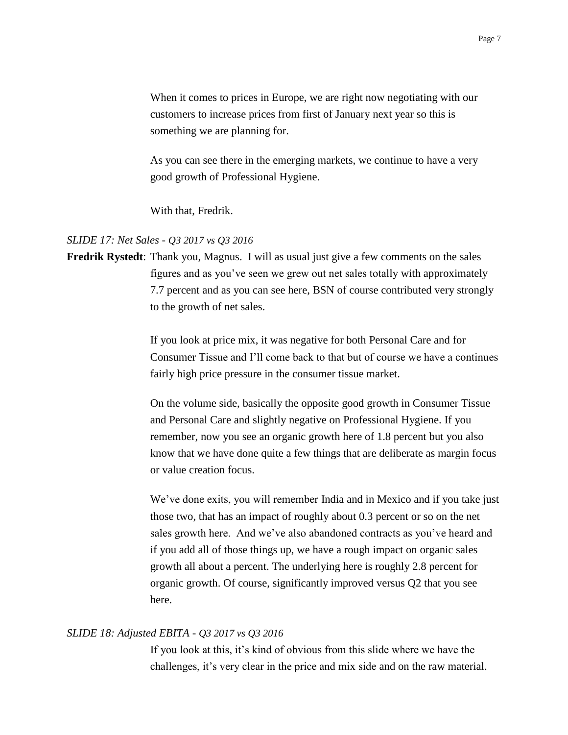When it comes to prices in Europe, we are right now negotiating with our customers to increase prices from first of January next year so this is something we are planning for.

As you can see there in the emerging markets, we continue to have a very good growth of Professional Hygiene.

With that, Fredrik.

*SLIDE 17: Net Sales - Q3 2017 vs Q3 2016*

**Fredrik Rystedt**: Thank you, Magnus. I will as usual just give a few comments on the sales figures and as you've seen we grew out net sales totally with approximately 7.7 percent and as you can see here, BSN of course contributed very strongly to the growth of net sales.

If you look at price mix, it was negative for both Personal Care and for Consumer Tissue and I'll come back to that but of course we have a continues fairly high price pressure in the consumer tissue market.

On the volume side, basically the opposite good growth in Consumer Tissue and Personal Care and slightly negative on Professional Hygiene. If you remember, now you see an organic growth here of 1.8 percent but you also know that we have done quite a few things that are deliberate as margin focus or value creation focus.

We've done exits, you will remember India and in Mexico and if you take just those two, that has an impact of roughly about 0.3 percent or so on the net sales growth here. And we've also abandoned contracts as you've heard and if you add all of those things up, we have a rough impact on organic sales growth all about a percent. The underlying here is roughly 2.8 percent for organic growth. Of course, significantly improved versus Q2 that you see here.

*SLIDE 18: Adjusted EBITA - Q3 2017 vs Q3 2016*

If you look at this, it's kind of obvious from this slide where we have the challenges, it's very clear in the price and mix side and on the raw material.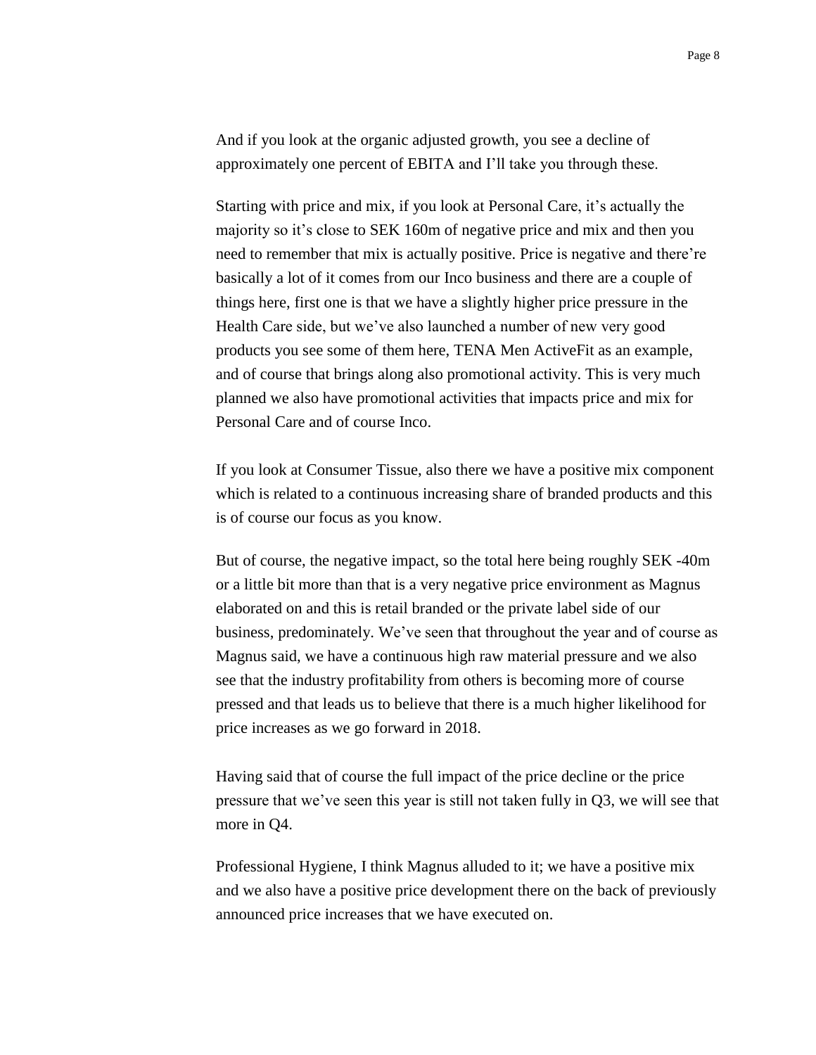And if you look at the organic adjusted growth, you see a decline of approximately one percent of EBITA and I'll take you through these.

Starting with price and mix, if you look at Personal Care, it's actually the majority so it's close to SEK 160m of negative price and mix and then you need to remember that mix is actually positive. Price is negative and there're basically a lot of it comes from our Inco business and there are a couple of things here, first one is that we have a slightly higher price pressure in the Health Care side, but we've also launched a number of new very good products you see some of them here, TENA Men ActiveFit as an example, and of course that brings along also promotional activity. This is very much planned we also have promotional activities that impacts price and mix for Personal Care and of course Inco.

If you look at Consumer Tissue, also there we have a positive mix component which is related to a continuous increasing share of branded products and this is of course our focus as you know.

But of course, the negative impact, so the total here being roughly SEK -40m or a little bit more than that is a very negative price environment as Magnus elaborated on and this is retail branded or the private label side of our business, predominately. We've seen that throughout the year and of course as Magnus said, we have a continuous high raw material pressure and we also see that the industry profitability from others is becoming more of course pressed and that leads us to believe that there is a much higher likelihood for price increases as we go forward in 2018.

Having said that of course the full impact of the price decline or the price pressure that we've seen this year is still not taken fully in Q3, we will see that more in Q4.

Professional Hygiene, I think Magnus alluded to it; we have a positive mix and we also have a positive price development there on the back of previously announced price increases that we have executed on.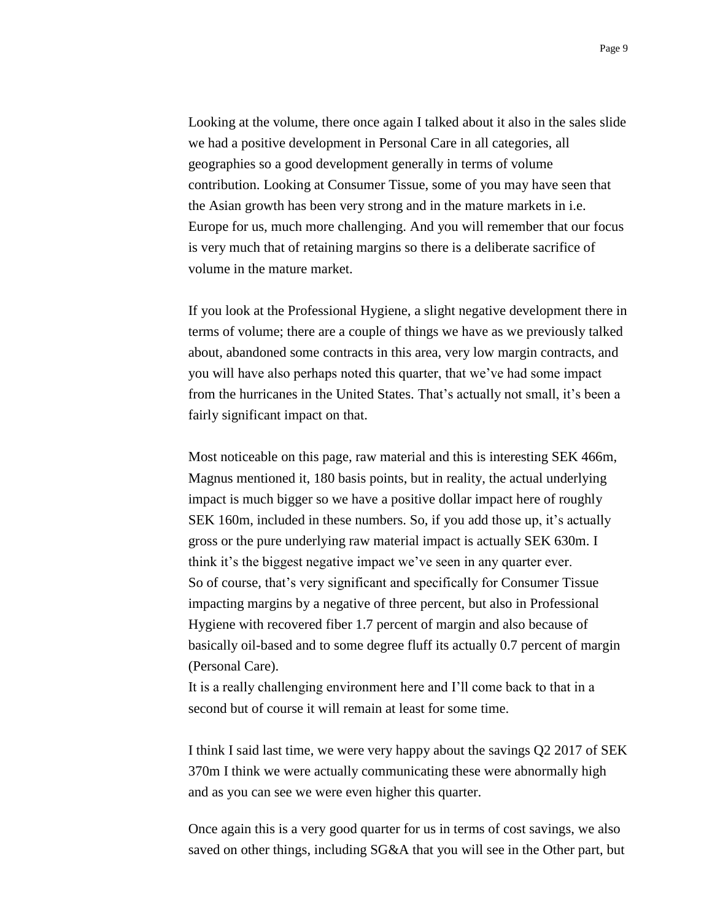Looking at the volume, there once again I talked about it also in the sales slide we had a positive development in Personal Care in all categories, all geographies so a good development generally in terms of volume contribution. Looking at Consumer Tissue, some of you may have seen that the Asian growth has been very strong and in the mature markets in i.e. Europe for us, much more challenging. And you will remember that our focus is very much that of retaining margins so there is a deliberate sacrifice of volume in the mature market.

If you look at the Professional Hygiene, a slight negative development there in terms of volume; there are a couple of things we have as we previously talked about, abandoned some contracts in this area, very low margin contracts, and you will have also perhaps noted this quarter, that we've had some impact from the hurricanes in the United States. That's actually not small, it's been a fairly significant impact on that.

Most noticeable on this page, raw material and this is interesting SEK 466m, Magnus mentioned it, 180 basis points, but in reality, the actual underlying impact is much bigger so we have a positive dollar impact here of roughly SEK 160m, included in these numbers. So, if you add those up, it's actually gross or the pure underlying raw material impact is actually SEK 630m. I think it's the biggest negative impact we've seen in any quarter ever. So of course, that's very significant and specifically for Consumer Tissue impacting margins by a negative of three percent, but also in Professional Hygiene with recovered fiber 1.7 percent of margin and also because of basically oil-based and to some degree fluff its actually 0.7 percent of margin (Personal Care).
It is a really challenging environment here and I'll come back to that in a second but of course it will remain at least for some time.

I think I said last time, we were very happy about the savings Q2 2017 of SEK 370m I think we were actually communicating these were abnormally high and as you can see we were even higher this quarter.

Once again this is a very good quarter for us in terms of cost savings, we also saved on other things, including SG&A that you will see in the Other part, but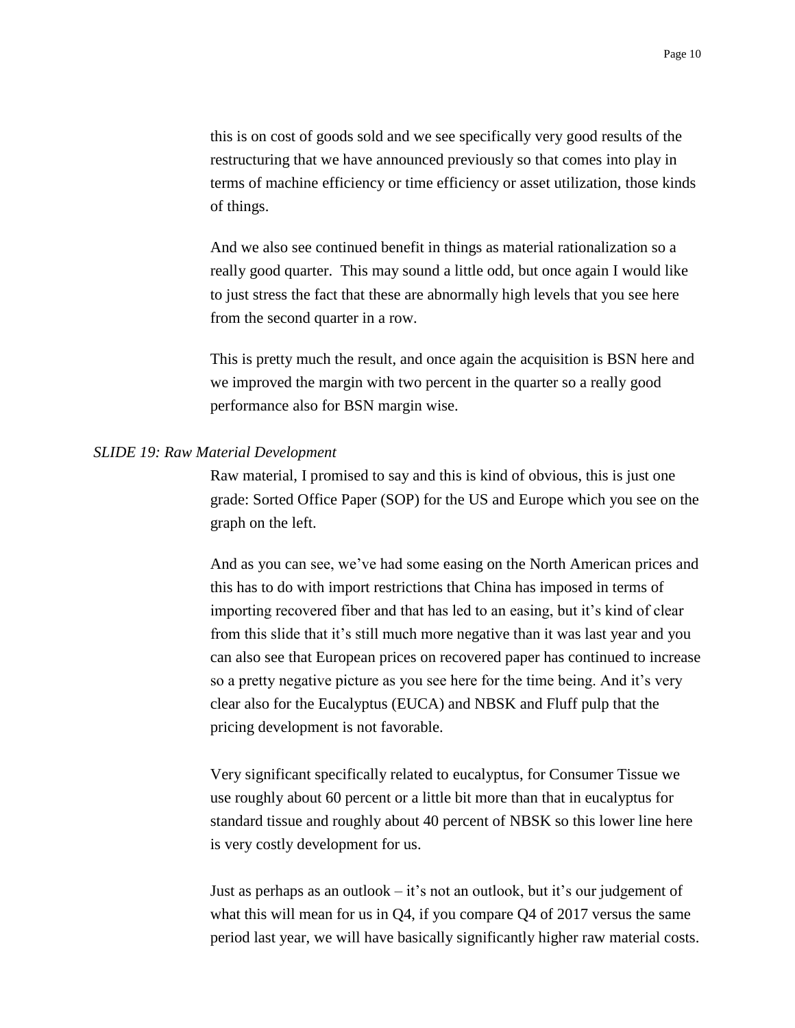this is on cost of goods sold and we see specifically very good results of the restructuring that we have announced previously so that comes into play in terms of machine efficiency or time efficiency or asset utilization, those kinds of things.

And we also see continued benefit in things as material rationalization so a really good quarter. This may sound a little odd, but once again I would like to just stress the fact that these are abnormally high levels that you see here from the second quarter in a row.

This is pretty much the result, and once again the acquisition is BSN here and we improved the margin with two percent in the quarter so a really good performance also for BSN margin wise.

*SLIDE 19: Raw Material Development*

Raw material, I promised to say and this is kind of obvious, this is just one grade: Sorted Office Paper (SOP) for the US and Europe which you see on the graph on the left.

And as you can see, we've had some easing on the North American prices and this has to do with import restrictions that China has imposed in terms of importing recovered fiber and that has led to an easing, but it's kind of clear from this slide that it's still much more negative than it was last year and you can also see that European prices on recovered paper has continued to increase so a pretty negative picture as you see here for the time being. And it's very clear also for the Eucalyptus (EUCA) and NBSK and Fluff pulp that the pricing development is not favorable.

Very significant specifically related to eucalyptus, for Consumer Tissue we use roughly about 60 percent or a little bit more than that in eucalyptus for standard tissue and roughly about 40 percent of NBSK so this lower line here is very costly development for us.

Just as perhaps as an outlook – it's not an outlook, but it's our judgement of what this will mean for us in Q4, if you compare Q4 of 2017 versus the same period last year, we will have basically significantly higher raw material costs.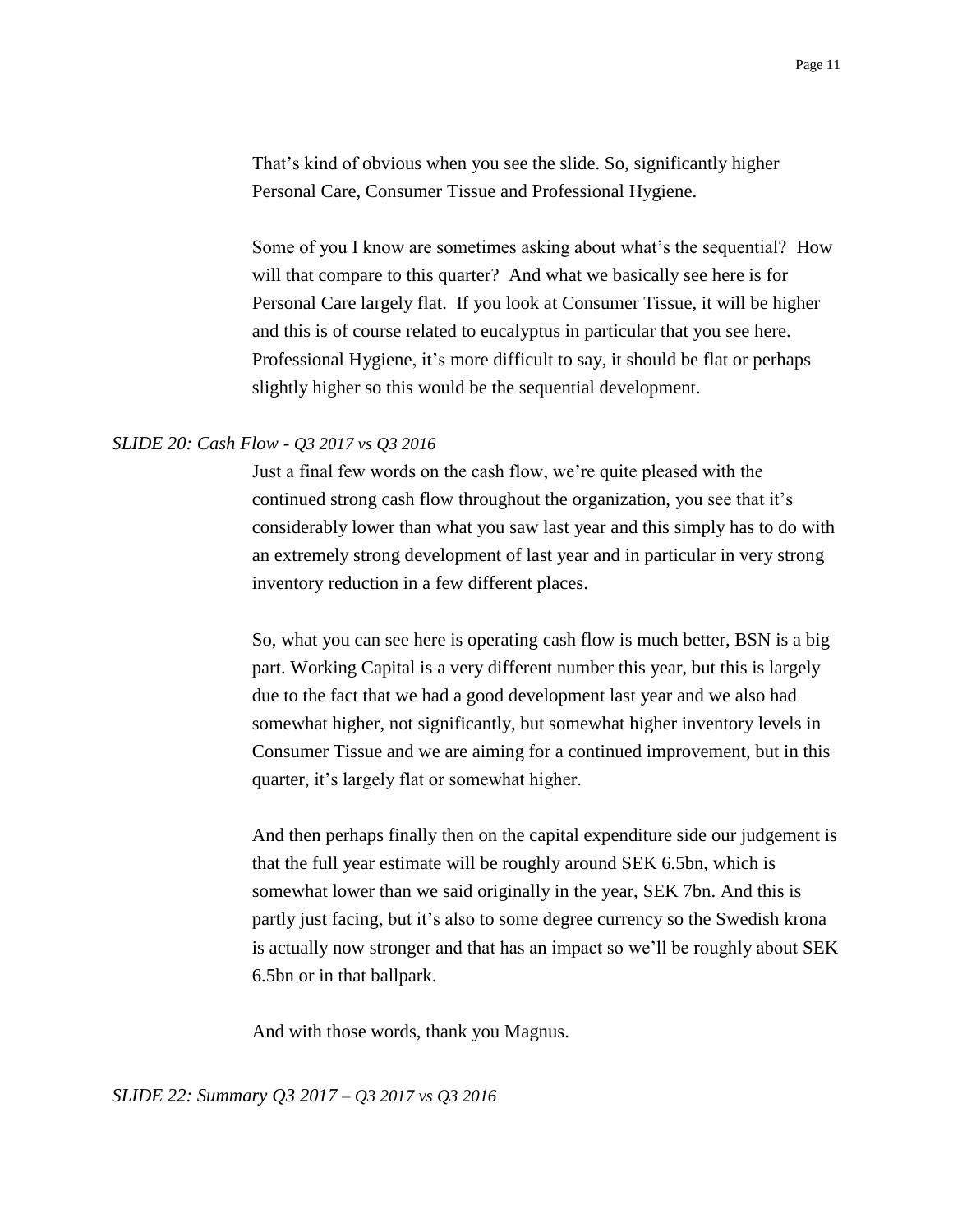That's kind of obvious when you see the slide. So, significantly higher Personal Care, Consumer Tissue and Professional Hygiene.

Some of you I know are sometimes asking about what's the sequential? How will that compare to this quarter? And what we basically see here is for Personal Care largely flat. If you look at Consumer Tissue, it will be higher and this is of course related to eucalyptus in particular that you see here. Professional Hygiene, it's more difficult to say, it should be flat or perhaps slightly higher so this would be the sequential development.

*SLIDE 20: Cash Flow - Q3 2017 vs Q3 2016*

Just a final few words on the cash flow, we're quite pleased with the continued strong cash flow throughout the organization, you see that it's considerably lower than what you saw last year and this simply has to do with an extremely strong development of last year and in particular in very strong inventory reduction in a few different places.

So, what you can see here is operating cash flow is much better, BSN is a big part. Working Capital is a very different number this year, but this is largely due to the fact that we had a good development last year and we also had somewhat higher, not significantly, but somewhat higher inventory levels in Consumer Tissue and we are aiming for a continued improvement, but in this quarter, it's largely flat or somewhat higher.

And then perhaps finally then on the capital expenditure side our judgement is that the full year estimate will be roughly around SEK 6.5bn, which is somewhat lower than we said originally in the year, SEK 7bn. And this is partly just facing, but it's also to some degree currency so the Swedish krona is actually now stronger and that has an impact so we'll be roughly about SEK 6.5bn or in that ballpark.

And with those words, thank you Magnus.

*SLIDE 22: Summary Q3 2017 – Q3 2017 vs Q3 2016*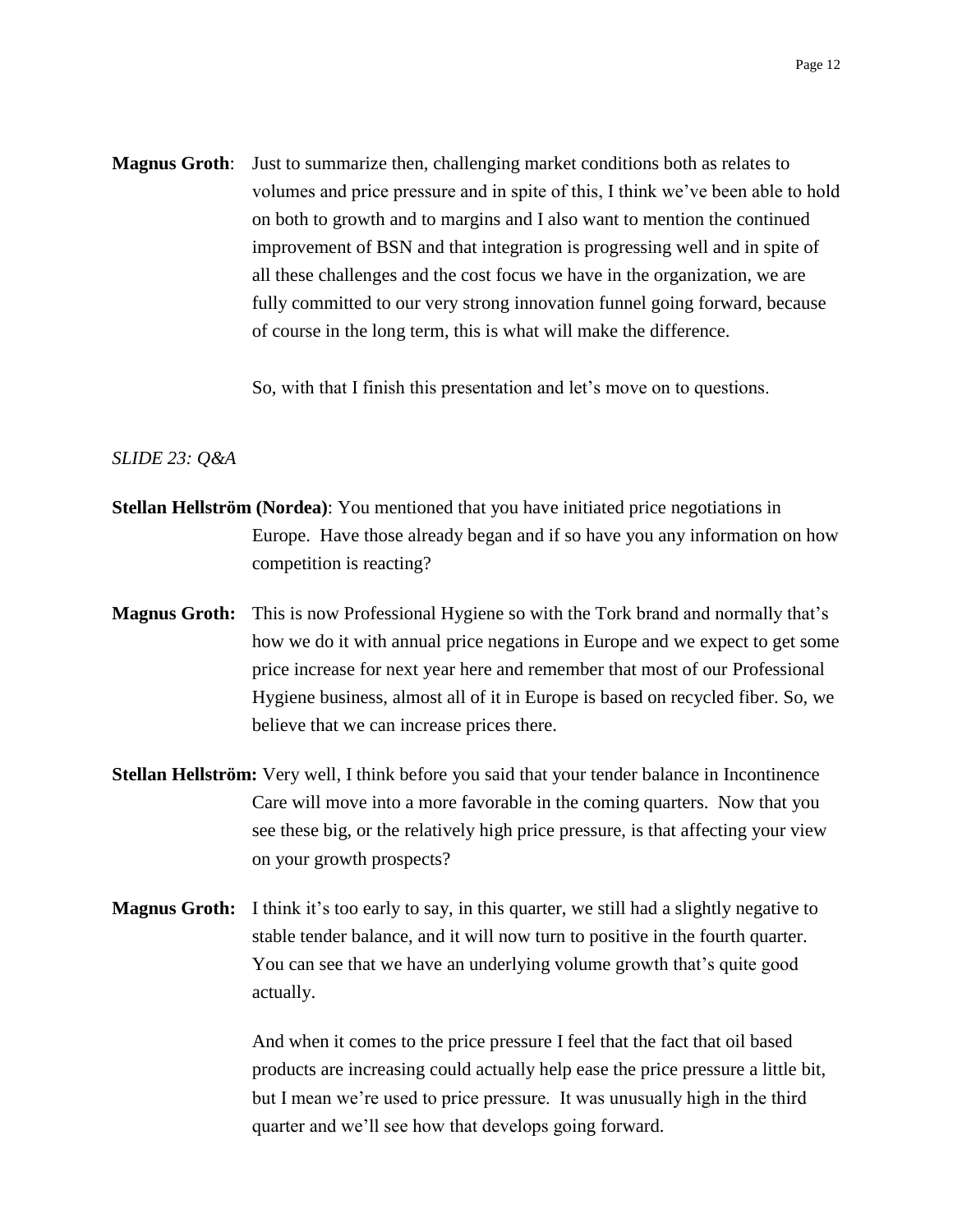**Magnus Groth**: Just to summarize then, challenging market conditions both as relates to volumes and price pressure and in spite of this, I think we've been able to hold on both to growth and to margins and I also want to mention the continued improvement of BSN and that integration is progressing well and in spite of all these challenges and the cost focus we have in the organization, we are fully committed to our very strong innovation funnel going forward, because of course in the long term, this is what will make the difference.

So, with that I finish this presentation and let's move on to questions.

*SLIDE 23: Q&A*

**Stellan Hellström (Nordea)**: You mentioned that you have initiated price negotiations in Europe. Have those already began and if so have you any information on how competition is reacting?

**Magnus Groth:** This is now Professional Hygiene so with the Tork brand and normally that's how we do it with annual price negations in Europe and we expect to get some price increase for next year here and remember that most of our Professional Hygiene business, almost all of it in Europe is based on recycled fiber. So, we believe that we can increase prices there.

**Stellan Hellström:** Very well, I think before you said that your tender balance in Incontinence Care will move into a more favorable in the coming quarters. Now that you see these big, or the relatively high price pressure, is that affecting your view on your growth prospects?

**Magnus Groth:** I think it's too early to say, in this quarter, we still had a slightly negative to stable tender balance, and it will now turn to positive in the fourth quarter. You can see that we have an underlying volume growth that's quite good actually.

And when it comes to the price pressure I feel that the fact that oil based products are increasing could actually help ease the price pressure a little bit, but I mean we're used to price pressure. It was unusually high in the third quarter and we'll see how that develops going forward.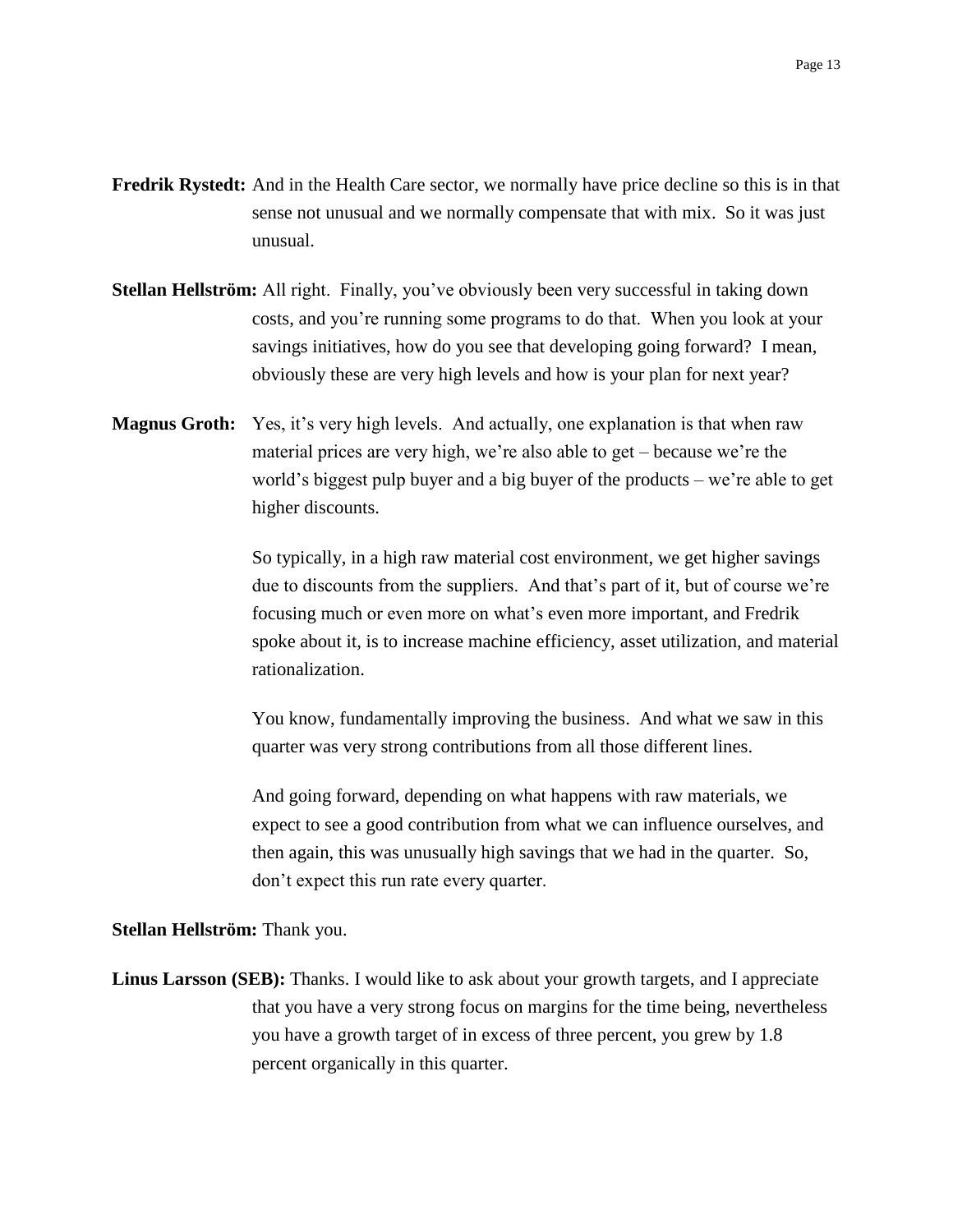**Fredrik Rystedt:** And in the Health Care sector, we normally have price decline so this is in that sense not unusual and we normally compensate that with mix. So it was just unusual.

**Stellan Hellström:** All right. Finally, you've obviously been very successful in taking down costs, and you're running some programs to do that. When you look at your savings initiatives, how do you see that developing going forward? I mean, obviously these are very high levels and how is your plan for next year?

**Magnus Groth:** Yes, it's very high levels. And actually, one explanation is that when raw material prices are very high, we're also able to get – because we're the world's biggest pulp buyer and a big buyer of the products – we're able to get higher discounts.

So typically, in a high raw material cost environment, we get higher savings due to discounts from the suppliers. And that's part of it, but of course we're focusing much or even more on what's even more important, and Fredrik spoke about it, is to increase machine efficiency, asset utilization, and material rationalization.

You know, fundamentally improving the business. And what we saw in this quarter was very strong contributions from all those different lines.

And going forward, depending on what happens with raw materials, we expect to see a good contribution from what we can influence ourselves, and then again, this was unusually high savings that we had in the quarter. So, don't expect this run rate every quarter.

**Stellan Hellström:** Thank you.

**Linus Larsson (SEB):** Thanks. I would like to ask about your growth targets, and I appreciate that you have a very strong focus on margins for the time being, nevertheless you have a growth target of in excess of three percent, you grew by 1.8 percent organically in this quarter.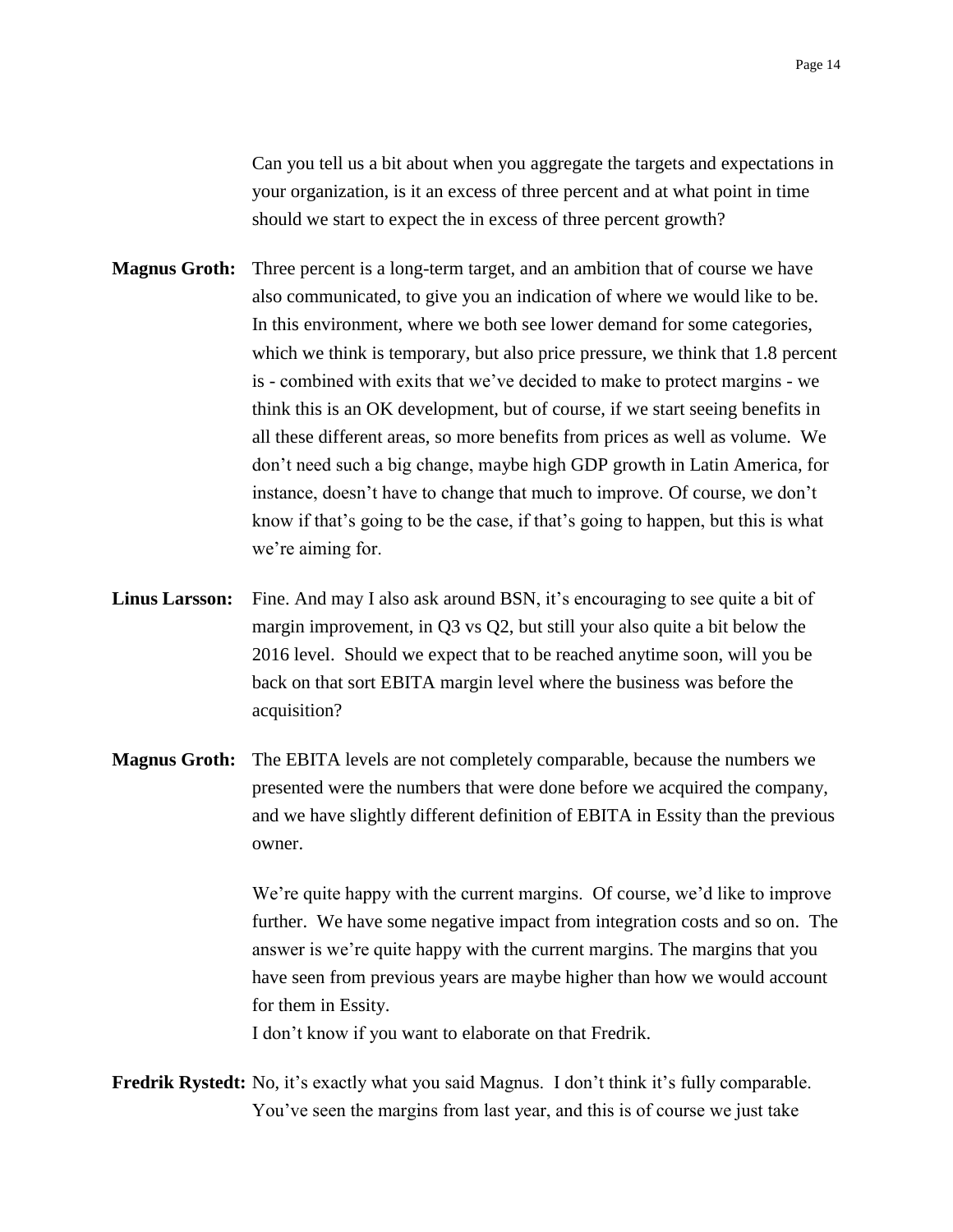Can you tell us a bit about when you aggregate the targets and expectations in your organization, is it an excess of three percent and at what point in time should we start to expect the in excess of three percent growth?

**Magnus Groth:** Three percent is a long-term target, and an ambition that of course we have also communicated, to give you an indication of where we would like to be. In this environment, where we both see lower demand for some categories, which we think is temporary, but also price pressure, we think that 1.8 percent is - combined with exits that we've decided to make to protect margins - we think this is an OK development, but of course, if we start seeing benefits in all these different areas, so more benefits from prices as well as volume. We don't need such a big change, maybe high GDP growth in Latin America, for instance, doesn't have to change that much to improve. Of course, we don't know if that's going to be the case, if that's going to happen, but this is what we're aiming for.

**Linus Larsson:** Fine. And may I also ask around BSN, it's encouraging to see quite a bit of margin improvement, in Q3 vs Q2, but still your also quite a bit below the 2016 level. Should we expect that to be reached anytime soon, will you be back on that sort EBITA margin level where the business was before the acquisition?

**Magnus Groth:** The EBITA levels are not completely comparable, because the numbers we presented were the numbers that were done before we acquired the company, and we have slightly different definition of EBITA in Essity than the previous owner.

We're quite happy with the current margins. Of course, we'd like to improve further. We have some negative impact from integration costs and so on. The answer is we're quite happy with the current margins. The margins that you have seen from previous years are maybe higher than how we would account for them in Essity.

I don't know if you want to elaborate on that Fredrik.

**Fredrik Rystedt:** No, it's exactly what you said Magnus. I don't think it's fully comparable. You've seen the margins from last year, and this is of course we just take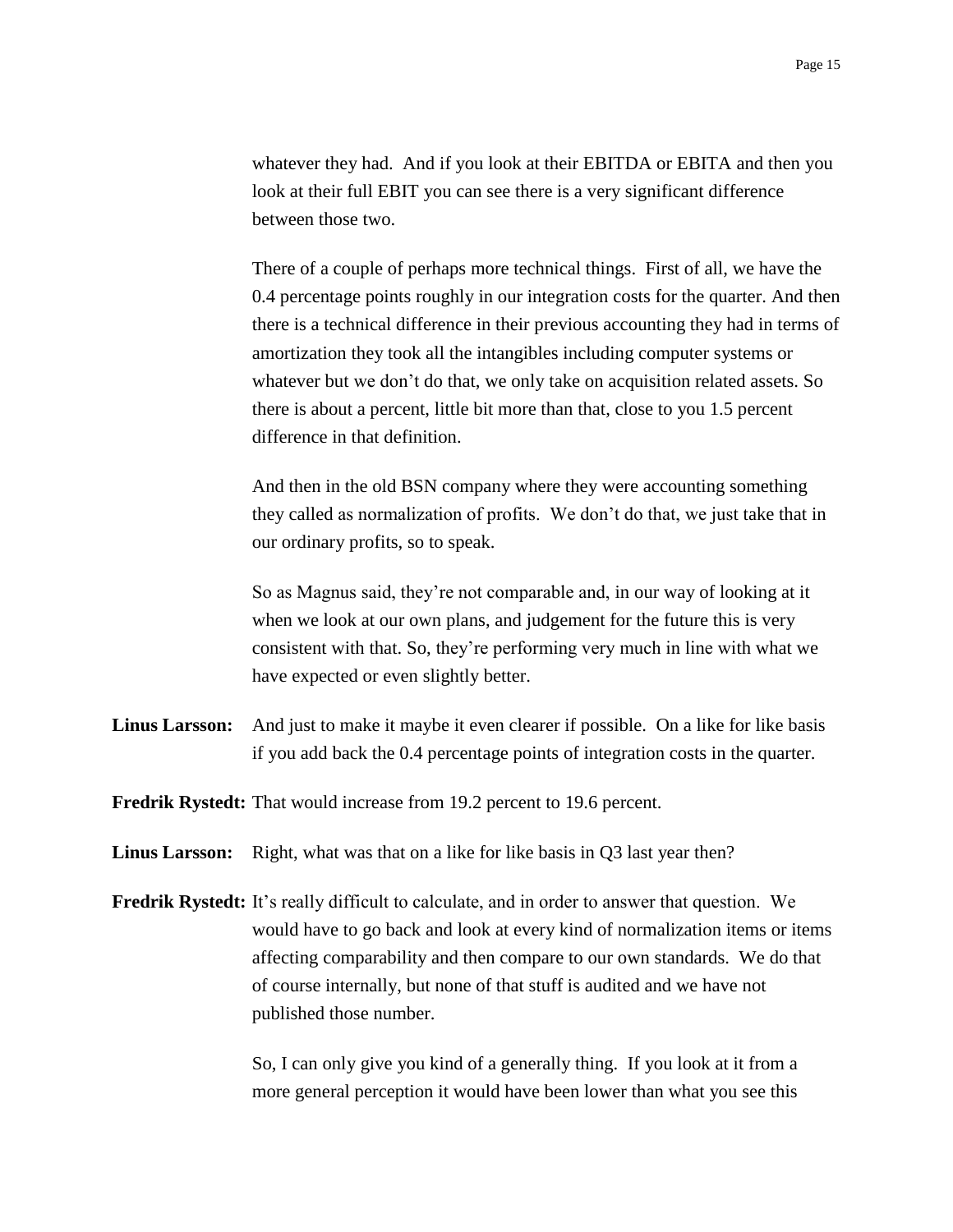whatever they had. And if you look at their EBITDA or EBITA and then you look at their full EBIT you can see there is a very significant difference between those two.

There of a couple of perhaps more technical things. First of all, we have the 0.4 percentage points roughly in our integration costs for the quarter. And then there is a technical difference in their previous accounting they had in terms of amortization they took all the intangibles including computer systems or whatever but we don't do that, we only take on acquisition related assets. So there is about a percent, little bit more than that, close to you 1.5 percent difference in that definition.

And then in the old BSN company where they were accounting something they called as normalization of profits. We don't do that, we just take that in our ordinary profits, so to speak.

So as Magnus said, they're not comparable and, in our way of looking at it when we look at our own plans, and judgement for the future this is very consistent with that. So, they're performing very much in line with what we have expected or even slightly better.

**Linus Larsson:** And just to make it maybe it even clearer if possible. On a like for like basis if you add back the 0.4 percentage points of integration costs in the quarter.

**Fredrik Rystedt:** That would increase from 19.2 percent to 19.6 percent.

**Linus Larsson:** Right, what was that on a like for like basis in Q3 last year then?

**Fredrik Rystedt:** It's really difficult to calculate, and in order to answer that question. We would have to go back and look at every kind of normalization items or items affecting comparability and then compare to our own standards. We do that of course internally, but none of that stuff is audited and we have not published those number.

So, I can only give you kind of a generally thing. If you look at it from a more general perception it would have been lower than what you see this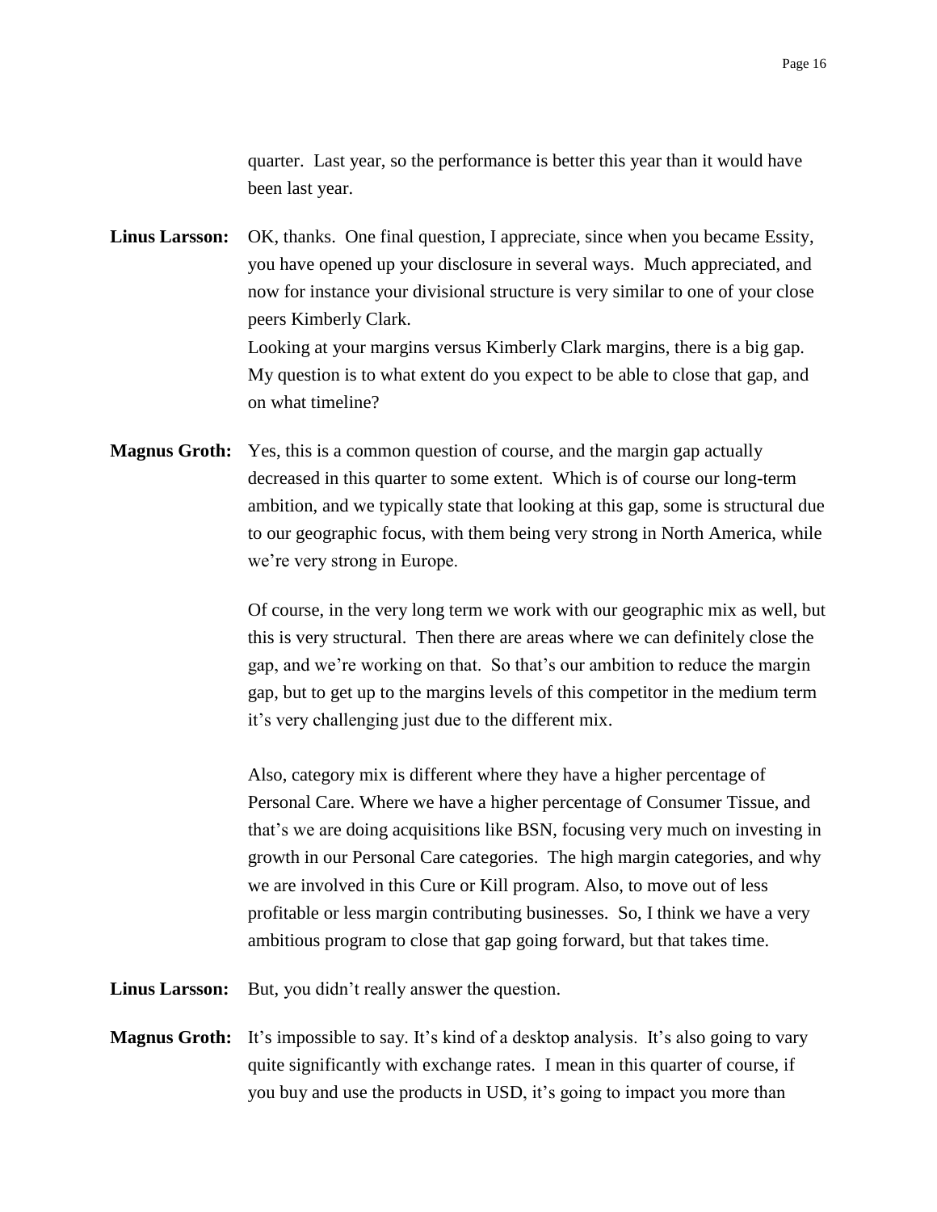quarter. Last year, so the performance is better this year than it would have been last year.

**Linus Larsson:** OK, thanks. One final question, I appreciate, since when you became Essity, you have opened up your disclosure in several ways. Much appreciated, and now for instance your divisional structure is very similar to one of your close peers Kimberly Clark.
Looking at your margins versus Kimberly Clark margins, there is a big gap. My question is to what extent do you expect to be able to close that gap, and on what timeline?

**Magnus Groth:** Yes, this is a common question of course, and the margin gap actually decreased in this quarter to some extent. Which is of course our long-term ambition, and we typically state that looking at this gap, some is structural due to our geographic focus, with them being very strong in North America, while we're very strong in Europe.

Of course, in the very long term we work with our geographic mix as well, but this is very structural. Then there are areas where we can definitely close the gap, and we're working on that. So that's our ambition to reduce the margin gap, but to get up to the margins levels of this competitor in the medium term it's very challenging just due to the different mix.

Also, category mix is different where they have a higher percentage of Personal Care. Where we have a higher percentage of Consumer Tissue, and that's we are doing acquisitions like BSN, focusing very much on investing in growth in our Personal Care categories. The high margin categories, and why we are involved in this Cure or Kill program. Also, to move out of less profitable or less margin contributing businesses. So, I think we have a very ambitious program to close that gap going forward, but that takes time.

**Linus Larsson:** But, you didn't really answer the question.

**Magnus Groth:** It's impossible to say. It's kind of a desktop analysis. It's also going to vary quite significantly with exchange rates. I mean in this quarter of course, if you buy and use the products in USD, it's going to impact you more than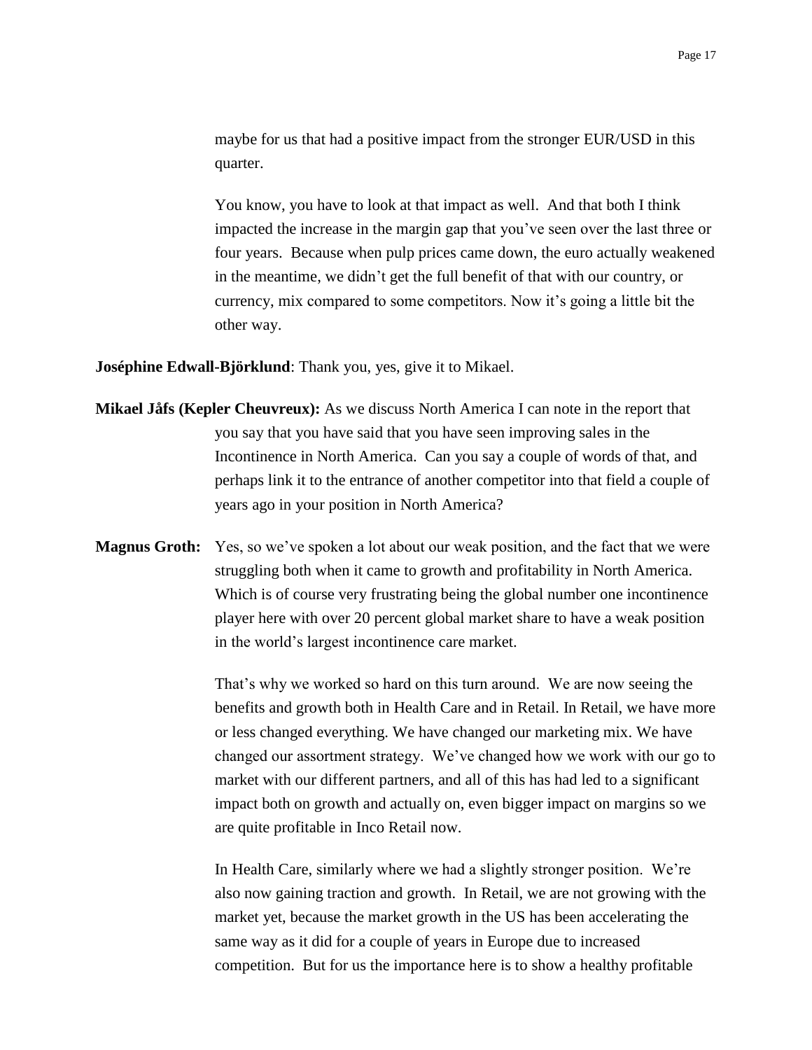maybe for us that had a positive impact from the stronger EUR/USD in this quarter.

You know, you have to look at that impact as well. And that both I think impacted the increase in the margin gap that you've seen over the last three or four years. Because when pulp prices came down, the euro actually weakened in the meantime, we didn't get the full benefit of that with our country, or currency, mix compared to some competitors. Now it's going a little bit the other way.

**Joséphine Edwall-Björklund**: Thank you, yes, give it to Mikael.

**Mikael Jåfs (Kepler Cheuvreux):** As we discuss North America I can note in the report that you say that you have said that you have seen improving sales in the Incontinence in North America. Can you say a couple of words of that, and perhaps link it to the entrance of another competitor into that field a couple of years ago in your position in North America?

**Magnus Groth:** Yes, so we've spoken a lot about our weak position, and the fact that we were struggling both when it came to growth and profitability in North America. Which is of course very frustrating being the global number one incontinence player here with over 20 percent global market share to have a weak position in the world's largest incontinence care market.

That's why we worked so hard on this turn around. We are now seeing the benefits and growth both in Health Care and in Retail. In Retail, we have more or less changed everything. We have changed our marketing mix. We have changed our assortment strategy. We've changed how we work with our go to market with our different partners, and all of this has had led to a significant impact both on growth and actually on, even bigger impact on margins so we are quite profitable in Inco Retail now.

In Health Care, similarly where we had a slightly stronger position. We're also now gaining traction and growth. In Retail, we are not growing with the market yet, because the market growth in the US has been accelerating the same way as it did for a couple of years in Europe due to increased competition. But for us the importance here is to show a healthy profitable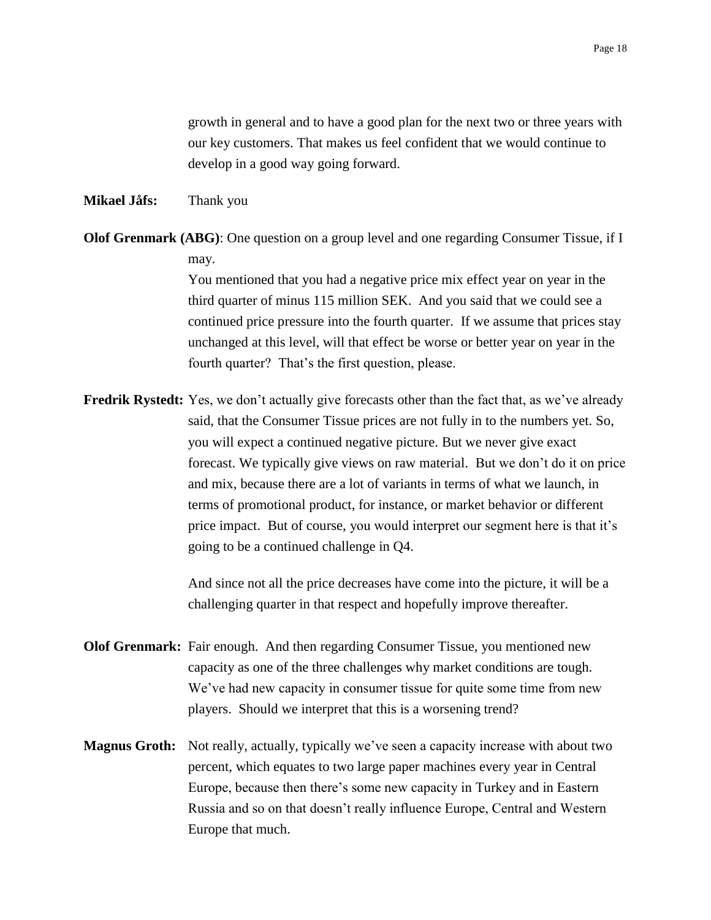growth in general and to have a good plan for the next two or three years with our key customers. That makes us feel confident that we would continue to develop in a good way going forward.

**Mikael Jåfs:** Thank you

**Olof Grenmark (ABG)**: One question on a group level and one regarding Consumer Tissue, if I may.

You mentioned that you had a negative price mix effect year on year in the third quarter of minus 115 million SEK. And you said that we could see a continued price pressure into the fourth quarter. If we assume that prices stay unchanged at this level, will that effect be worse or better year on year in the fourth quarter? That's the first question, please.

**Fredrik Rystedt:** Yes, we don't actually give forecasts other than the fact that, as we've already said, that the Consumer Tissue prices are not fully in to the numbers yet. So, you will expect a continued negative picture. But we never give exact forecast. We typically give views on raw material. But we don't do it on price and mix, because there are a lot of variants in terms of what we launch, in terms of promotional product, for instance, or market behavior or different price impact. But of course, you would interpret our segment here is that it's going to be a continued challenge in Q4.

And since not all the price decreases have come into the picture, it will be a challenging quarter in that respect and hopefully improve thereafter.

**Olof Grenmark:** Fair enough. And then regarding Consumer Tissue, you mentioned new capacity as one of the three challenges why market conditions are tough. We've had new capacity in consumer tissue for quite some time from new players. Should we interpret that this is a worsening trend?

**Magnus Groth:** Not really, actually, typically we've seen a capacity increase with about two percent, which equates to two large paper machines every year in Central Europe, because then there's some new capacity in Turkey and in Eastern Russia and so on that doesn't really influence Europe, Central and Western Europe that much.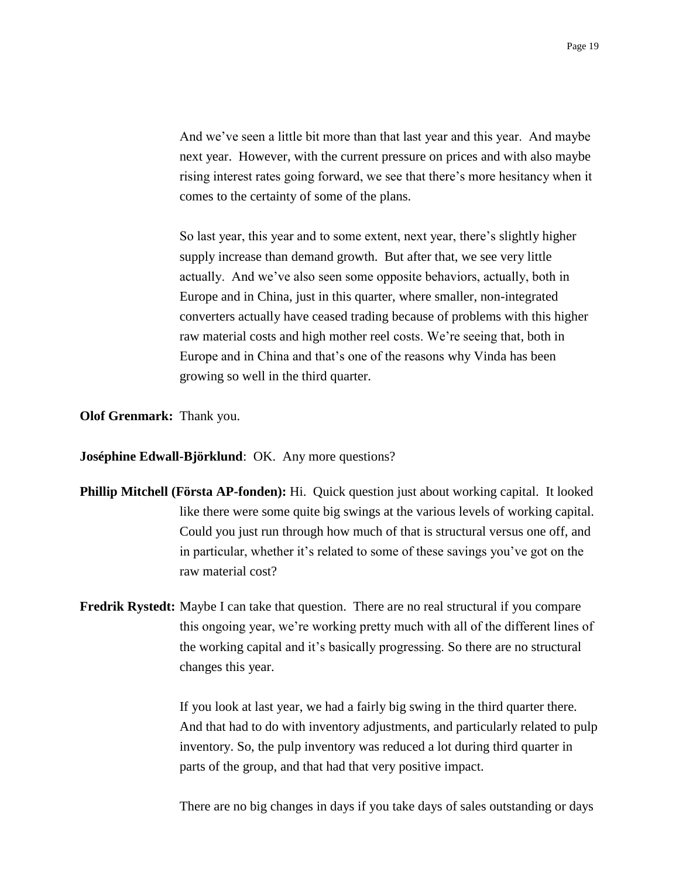And we've seen a little bit more than that last year and this year. And maybe next year. However, with the current pressure on prices and with also maybe rising interest rates going forward, we see that there's more hesitancy when it comes to the certainty of some of the plans.

So last year, this year and to some extent, next year, there's slightly higher supply increase than demand growth. But after that, we see very little actually. And we've also seen some opposite behaviors, actually, both in Europe and in China, just in this quarter, where smaller, non-integrated converters actually have ceased trading because of problems with this higher raw material costs and high mother reel costs. We're seeing that, both in Europe and in China and that's one of the reasons why Vinda has been growing so well in the third quarter.

**Olof Grenmark:** Thank you.

**Joséphine Edwall-Björklund**: OK. Any more questions?

**Phillip Mitchell (Första AP-fonden):** Hi. Quick question just about working capital. It looked like there were some quite big swings at the various levels of working capital. Could you just run through how much of that is structural versus one off, and in particular, whether it's related to some of these savings you've got on the raw material cost?

**Fredrik Rystedt:** Maybe I can take that question. There are no real structural if you compare this ongoing year, we're working pretty much with all of the different lines of the working capital and it's basically progressing. So there are no structural changes this year.

If you look at last year, we had a fairly big swing in the third quarter there. And that had to do with inventory adjustments, and particularly related to pulp inventory. So, the pulp inventory was reduced a lot during third quarter in parts of the group, and that had that very positive impact.

There are no big changes in days if you take days of sales outstanding or days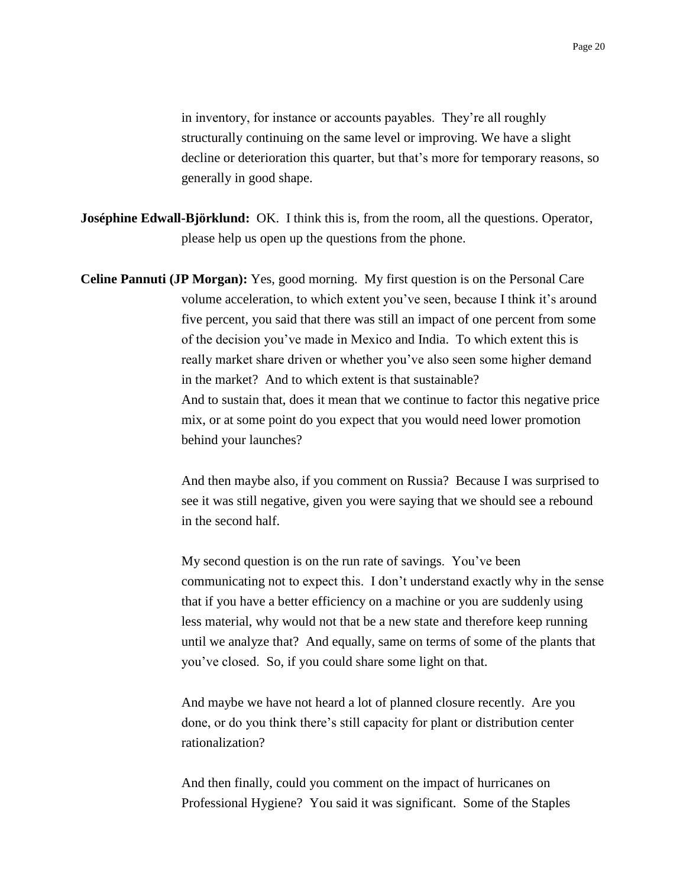in inventory, for instance or accounts payables. They're all roughly structurally continuing on the same level or improving. We have a slight decline or deterioration this quarter, but that's more for temporary reasons, so generally in good shape.

**Joséphine Edwall-Björklund:** OK. I think this is, from the room, all the questions. Operator, please help us open up the questions from the phone.

**Celine Pannuti (JP Morgan):** Yes, good morning. My first question is on the Personal Care volume acceleration, to which extent you've seen, because I think it's around five percent, you said that there was still an impact of one percent from some of the decision you've made in Mexico and India. To which extent this is really market share driven or whether you've also seen some higher demand in the market? And to which extent is that sustainable?
And to sustain that, does it mean that we continue to factor this negative price mix, or at some point do you expect that you would need lower promotion behind your launches?

And then maybe also, if you comment on Russia? Because I was surprised to see it was still negative, given you were saying that we should see a rebound in the second half.

My second question is on the run rate of savings. You've been communicating not to expect this. I don't understand exactly why in the sense that if you have a better efficiency on a machine or you are suddenly using less material, why would not that be a new state and therefore keep running until we analyze that? And equally, same on terms of some of the plants that you've closed. So, if you could share some light on that.

And maybe we have not heard a lot of planned closure recently. Are you done, or do you think there's still capacity for plant or distribution center rationalization?

And then finally, could you comment on the impact of hurricanes on Professional Hygiene? You said it was significant. Some of the Staples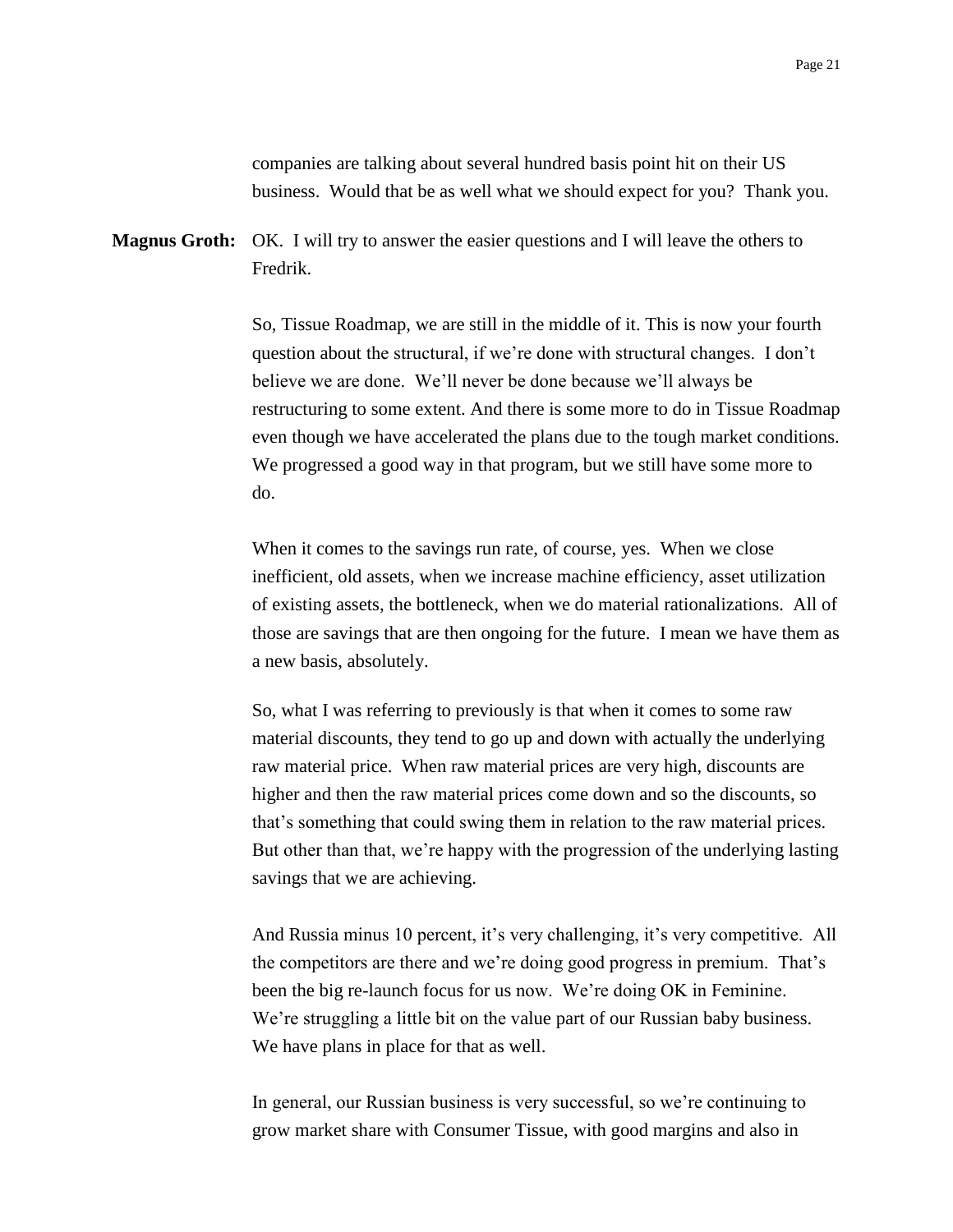companies are talking about several hundred basis point hit on their US business. Would that be as well what we should expect for you? Thank you.

**Magnus Groth:** OK. I will try to answer the easier questions and I will leave the others to Fredrik.

So, Tissue Roadmap, we are still in the middle of it. This is now your fourth question about the structural, if we're done with structural changes. I don't believe we are done. We'll never be done because we'll always be restructuring to some extent. And there is some more to do in Tissue Roadmap even though we have accelerated the plans due to the tough market conditions. We progressed a good way in that program, but we still have some more to do.

When it comes to the savings run rate, of course, yes. When we close inefficient, old assets, when we increase machine efficiency, asset utilization of existing assets, the bottleneck, when we do material rationalizations. All of those are savings that are then ongoing for the future. I mean we have them as a new basis, absolutely.

So, what I was referring to previously is that when it comes to some raw material discounts, they tend to go up and down with actually the underlying raw material price. When raw material prices are very high, discounts are higher and then the raw material prices come down and so the discounts, so that's something that could swing them in relation to the raw material prices. But other than that, we're happy with the progression of the underlying lasting savings that we are achieving.

And Russia minus 10 percent, it's very challenging, it's very competitive. All the competitors are there and we're doing good progress in premium. That's been the big re-launch focus for us now. We're doing OK in Feminine. We're struggling a little bit on the value part of our Russian baby business. We have plans in place for that as well.

In general, our Russian business is very successful, so we're continuing to grow market share with Consumer Tissue, with good margins and also in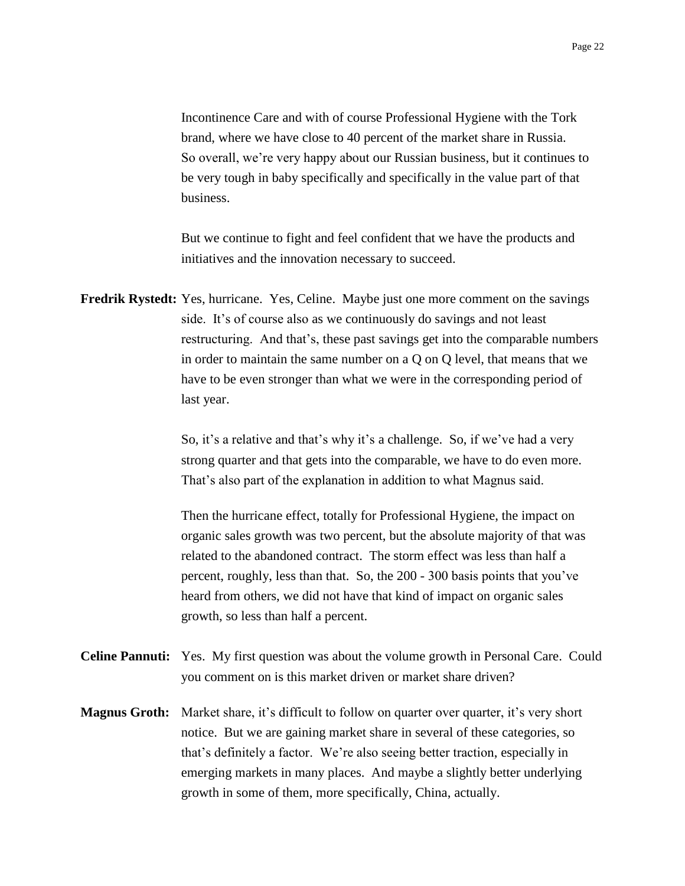Incontinence Care and with of course Professional Hygiene with the Tork brand, where we have close to 40 percent of the market share in Russia. So overall, we're very happy about our Russian business, but it continues to be very tough in baby specifically and specifically in the value part of that business.

But we continue to fight and feel confident that we have the products and initiatives and the innovation necessary to succeed.

**Fredrik Rystedt:** Yes, hurricane. Yes, Celine. Maybe just one more comment on the savings side. It's of course also as we continuously do savings and not least restructuring. And that's, these past savings get into the comparable numbers in order to maintain the same number on a Q on Q level, that means that we have to be even stronger than what we were in the corresponding period of last year.

So, it's a relative and that's why it's a challenge. So, if we've had a very strong quarter and that gets into the comparable, we have to do even more. That's also part of the explanation in addition to what Magnus said.

Then the hurricane effect, totally for Professional Hygiene, the impact on organic sales growth was two percent, but the absolute majority of that was related to the abandoned contract. The storm effect was less than half a percent, roughly, less than that. So, the 200 - 300 basis points that you've heard from others, we did not have that kind of impact on organic sales growth, so less than half a percent.

**Celine Pannuti:** Yes. My first question was about the volume growth in Personal Care. Could you comment on is this market driven or market share driven?

**Magnus Groth:** Market share, it's difficult to follow on quarter over quarter, it's very short notice. But we are gaining market share in several of these categories, so that's definitely a factor. We're also seeing better traction, especially in emerging markets in many places. And maybe a slightly better underlying growth in some of them, more specifically, China, actually.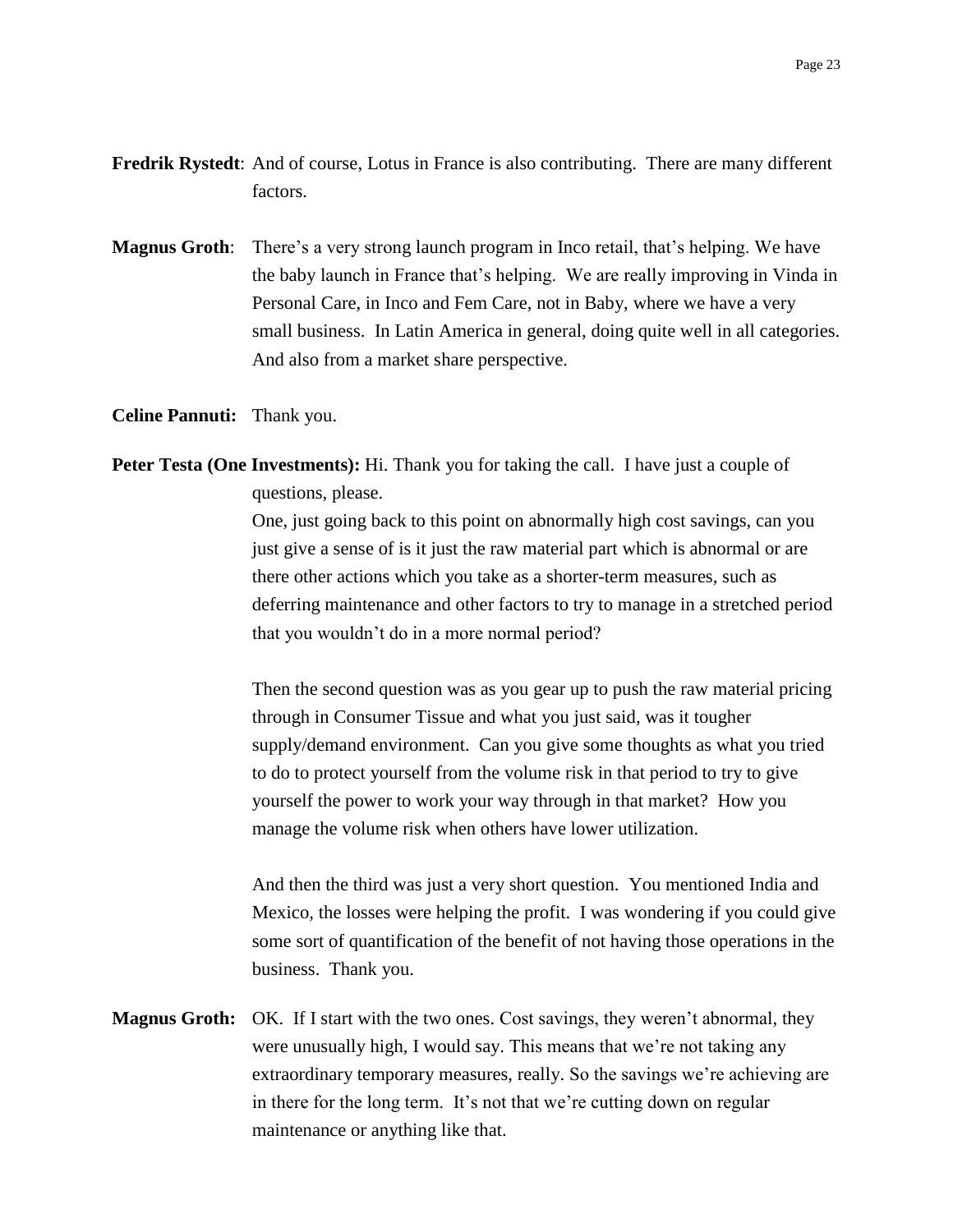**Fredrik Rystedt**: And of course, Lotus in France is also contributing. There are many different factors.

**Magnus Groth**: There's a very strong launch program in Inco retail, that's helping. We have the baby launch in France that's helping. We are really improving in Vinda in Personal Care, in Inco and Fem Care, not in Baby, where we have a very small business. In Latin America in general, doing quite well in all categories. And also from a market share perspective.

**Celine Pannuti:** Thank you.

**Peter Testa (One Investments):** Hi. Thank you for taking the call. I have just a couple of questions, please.

One, just going back to this point on abnormally high cost savings, can you just give a sense of is it just the raw material part which is abnormal or are there other actions which you take as a shorter-term measures, such as deferring maintenance and other factors to try to manage in a stretched period that you wouldn't do in a more normal period?

Then the second question was as you gear up to push the raw material pricing through in Consumer Tissue and what you just said, was it tougher supply/demand environment. Can you give some thoughts as what you tried to do to protect yourself from the volume risk in that period to try to give yourself the power to work your way through in that market? How you manage the volume risk when others have lower utilization.

And then the third was just a very short question. You mentioned India and Mexico, the losses were helping the profit. I was wondering if you could give some sort of quantification of the benefit of not having those operations in the business. Thank you.

**Magnus Groth:** OK. If I start with the two ones. Cost savings, they weren't abnormal, they were unusually high, I would say. This means that we're not taking any extraordinary temporary measures, really. So the savings we're achieving are in there for the long term. It's not that we're cutting down on regular maintenance or anything like that.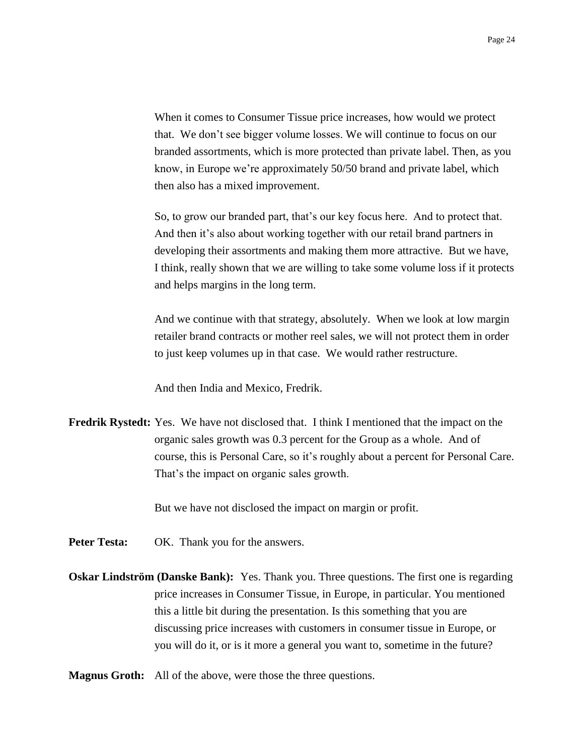When it comes to Consumer Tissue price increases, how would we protect that. We don't see bigger volume losses. We will continue to focus on our branded assortments, which is more protected than private label. Then, as you know, in Europe we're approximately 50/50 brand and private label, which then also has a mixed improvement.

So, to grow our branded part, that's our key focus here. And to protect that. And then it's also about working together with our retail brand partners in developing their assortments and making them more attractive. But we have, I think, really shown that we are willing to take some volume loss if it protects and helps margins in the long term.

And we continue with that strategy, absolutely. When we look at low margin retailer brand contracts or mother reel sales, we will not protect them in order to just keep volumes up in that case. We would rather restructure.

And then India and Mexico, Fredrik.

**Fredrik Rystedt:** Yes. We have not disclosed that. I think I mentioned that the impact on the organic sales growth was 0.3 percent for the Group as a whole. And of course, this is Personal Care, so it's roughly about a percent for Personal Care. That's the impact on organic sales growth.

But we have not disclosed the impact on margin or profit.

**Peter Testa:** OK. Thank you for the answers.

**Oskar Lindström (Danske Bank):** Yes. Thank you. Three questions. The first one is regarding price increases in Consumer Tissue, in Europe, in particular. You mentioned this a little bit during the presentation. Is this something that you are discussing price increases with customers in consumer tissue in Europe, or you will do it, or is it more a general you want to, sometime in the future?

**Magnus Groth:** All of the above, were those the three questions.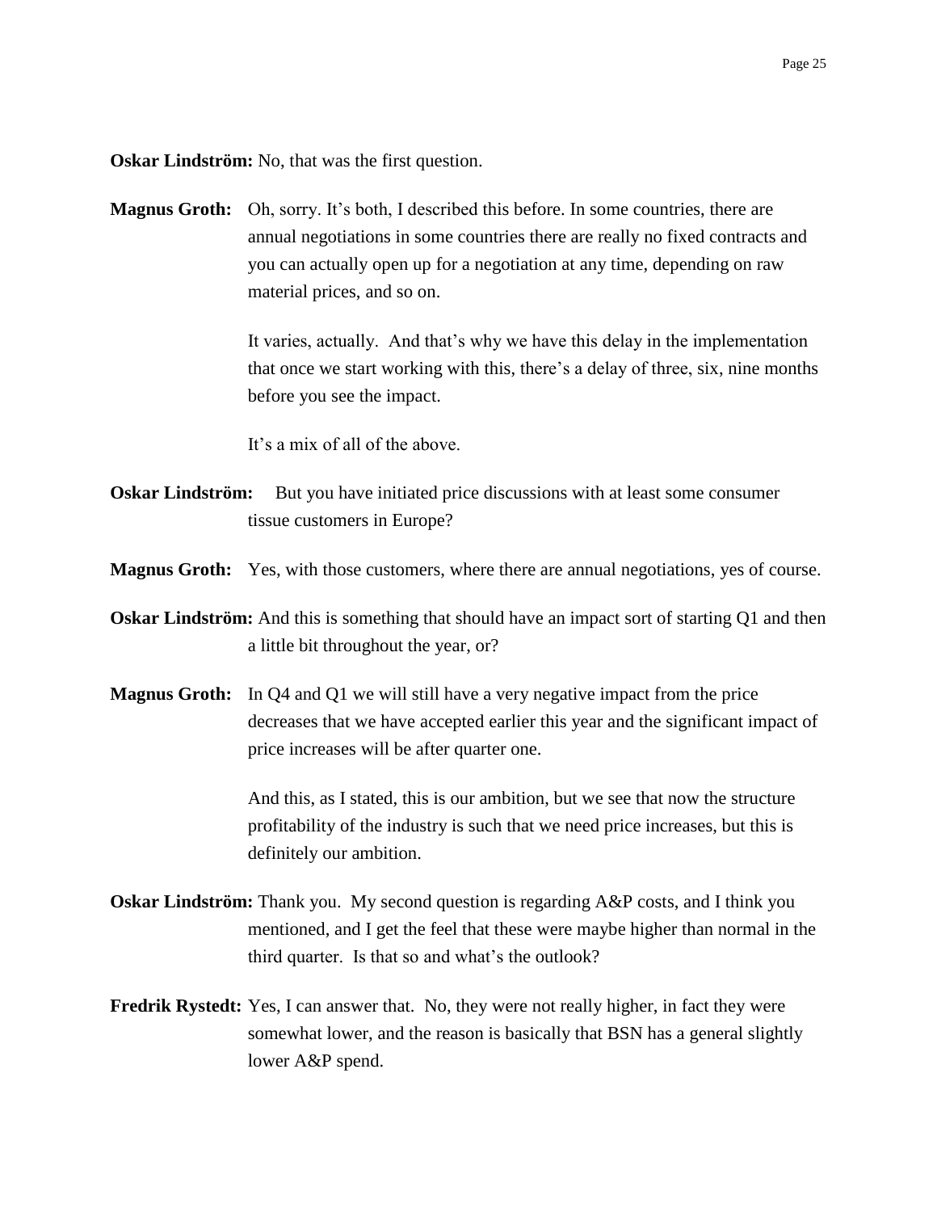**Oskar Lindström:** No, that was the first question.

**Magnus Groth:** Oh, sorry. It's both, I described this before. In some countries, there are annual negotiations in some countries there are really no fixed contracts and you can actually open up for a negotiation at any time, depending on raw material prices, and so on.

It varies, actually. And that's why we have this delay in the implementation that once we start working with this, there's a delay of three, six, nine months before you see the impact.

It's a mix of all of the above.

**Oskar Lindström:** But you have initiated price discussions with at least some consumer tissue customers in Europe?

**Magnus Groth:** Yes, with those customers, where there are annual negotiations, yes of course.

**Oskar Lindström:** And this is something that should have an impact sort of starting Q1 and then a little bit throughout the year, or?

**Magnus Groth:** In Q4 and Q1 we will still have a very negative impact from the price decreases that we have accepted earlier this year and the significant impact of price increases will be after quarter one.

And this, as I stated, this is our ambition, but we see that now the structure profitability of the industry is such that we need price increases, but this is definitely our ambition.

**Oskar Lindström:** Thank you. My second question is regarding A&P costs, and I think you mentioned, and I get the feel that these were maybe higher than normal in the third quarter. Is that so and what's the outlook?

**Fredrik Rystedt:** Yes, I can answer that. No, they were not really higher, in fact they were somewhat lower, and the reason is basically that BSN has a general slightly lower A&P spend.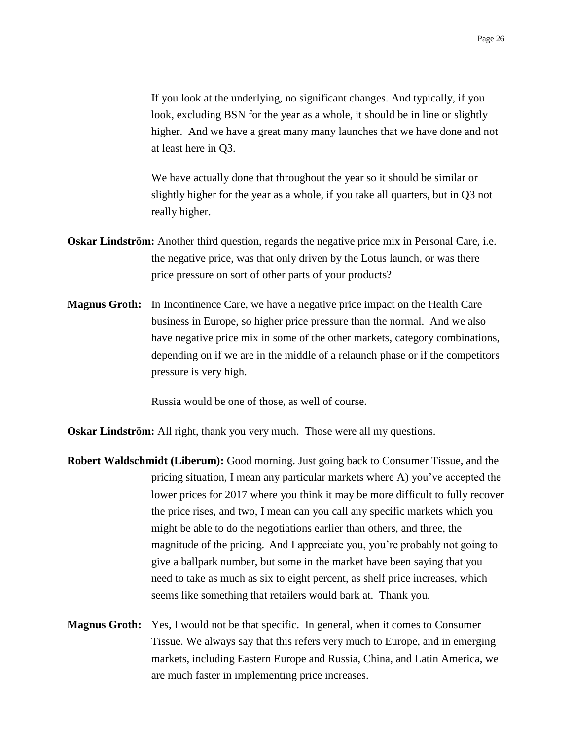If you look at the underlying, no significant changes. And typically, if you look, excluding BSN for the year as a whole, it should be in line or slightly higher. And we have a great many many launches that we have done and not at least here in Q3.

We have actually done that throughout the year so it should be similar or slightly higher for the year as a whole, if you take all quarters, but in Q3 not really higher.

**Oskar Lindström:** Another third question, regards the negative price mix in Personal Care, i.e. the negative price, was that only driven by the Lotus launch, or was there price pressure on sort of other parts of your products?

**Magnus Groth:** In Incontinence Care, we have a negative price impact on the Health Care business in Europe, so higher price pressure than the normal. And we also have negative price mix in some of the other markets, category combinations, depending on if we are in the middle of a relaunch phase or if the competitors pressure is very high.

Russia would be one of those, as well of course.

**Oskar Lindström:** All right, thank you very much. Those were all my questions.

**Robert Waldschmidt (Liberum):** Good morning. Just going back to Consumer Tissue, and the pricing situation, I mean any particular markets where A) you've accepted the lower prices for 2017 where you think it may be more difficult to fully recover the price rises, and two, I mean can you call any specific markets which you might be able to do the negotiations earlier than others, and three, the magnitude of the pricing. And I appreciate you, you're probably not going to give a ballpark number, but some in the market have been saying that you need to take as much as six to eight percent, as shelf price increases, which seems like something that retailers would bark at. Thank you.

**Magnus Groth:** Yes, I would not be that specific. In general, when it comes to Consumer Tissue. We always say that this refers very much to Europe, and in emerging markets, including Eastern Europe and Russia, China, and Latin America, we are much faster in implementing price increases.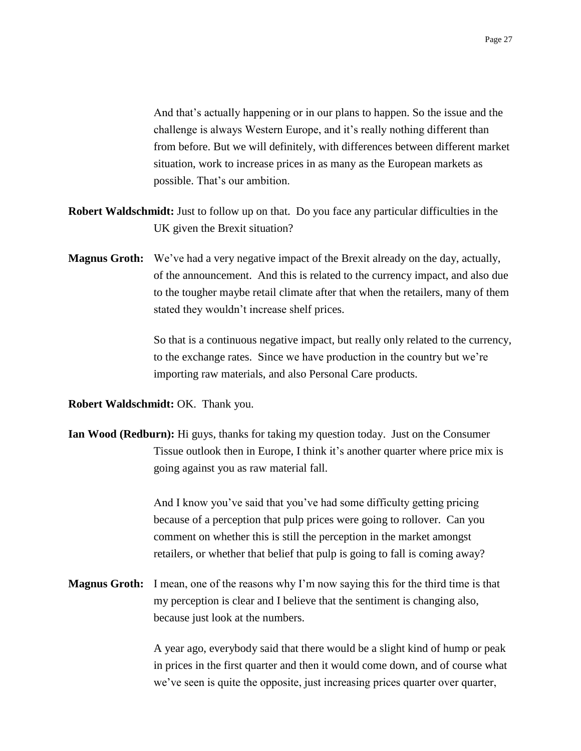And that's actually happening or in our plans to happen. So the issue and the challenge is always Western Europe, and it's really nothing different than from before. But we will definitely, with differences between different market situation, work to increase prices in as many as the European markets as possible. That's our ambition.

**Robert Waldschmidt:** Just to follow up on that. Do you face any particular difficulties in the UK given the Brexit situation?

**Magnus Groth:** We've had a very negative impact of the Brexit already on the day, actually, of the announcement. And this is related to the currency impact, and also due to the tougher maybe retail climate after that when the retailers, many of them stated they wouldn't increase shelf prices.

So that is a continuous negative impact, but really only related to the currency, to the exchange rates. Since we have production in the country but we're importing raw materials, and also Personal Care products.

**Robert Waldschmidt:** OK. Thank you.

**Ian Wood (Redburn):** Hi guys, thanks for taking my question today. Just on the Consumer Tissue outlook then in Europe, I think it's another quarter where price mix is going against you as raw material fall.

And I know you've said that you've had some difficulty getting pricing because of a perception that pulp prices were going to rollover. Can you comment on whether this is still the perception in the market amongst retailers, or whether that belief that pulp is going to fall is coming away?

**Magnus Groth:** I mean, one of the reasons why I'm now saying this for the third time is that my perception is clear and I believe that the sentiment is changing also, because just look at the numbers.

A year ago, everybody said that there would be a slight kind of hump or peak in prices in the first quarter and then it would come down, and of course what we've seen is quite the opposite, just increasing prices quarter over quarter,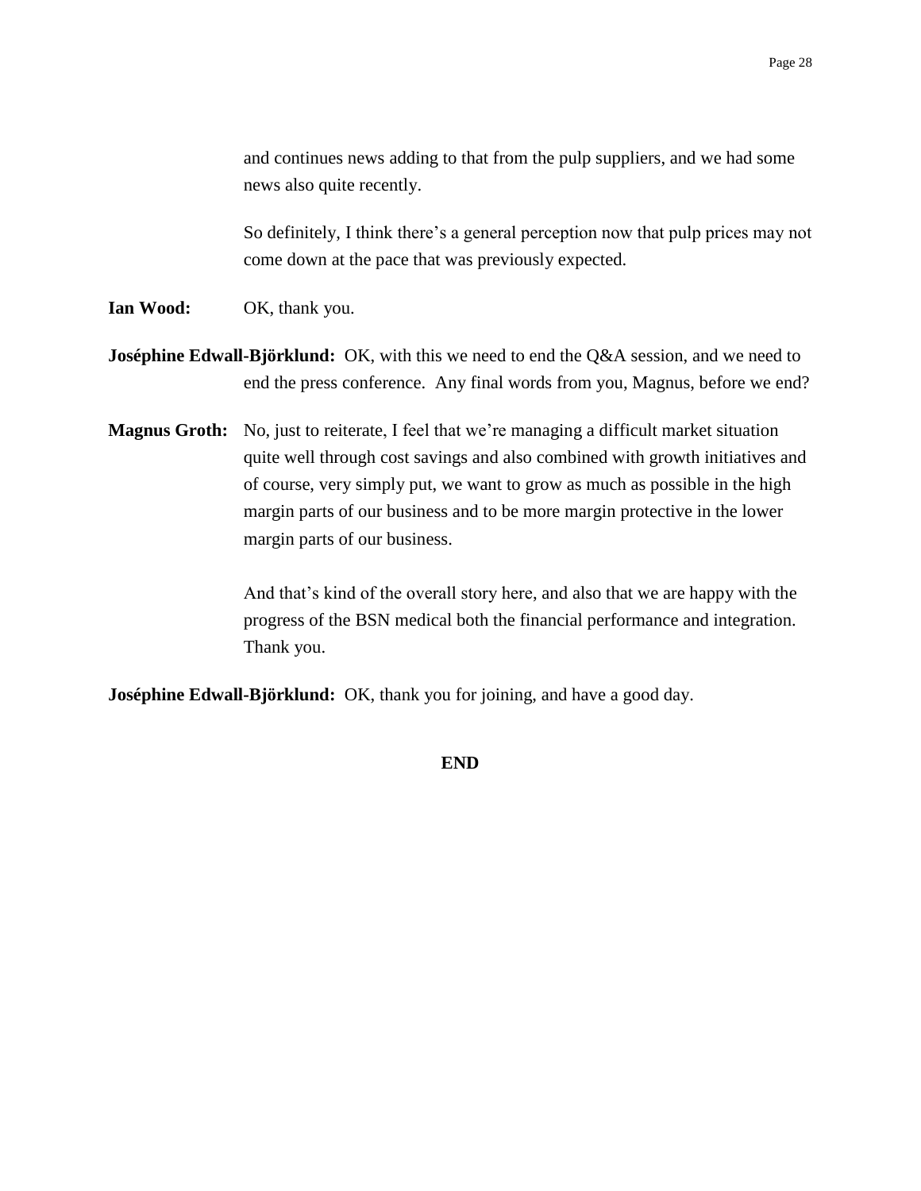and continues news adding to that from the pulp suppliers, and we had some news also quite recently.

So definitely, I think there's a general perception now that pulp prices may not come down at the pace that was previously expected.

**Ian Wood:** OK, thank you.

**Joséphine Edwall-Björklund:** OK, with this we need to end the Q&A session, and we need to end the press conference. Any final words from you, Magnus, before we end?

**Magnus Groth:** No, just to reiterate, I feel that we're managing a difficult market situation quite well through cost savings and also combined with growth initiatives and of course, very simply put, we want to grow as much as possible in the high margin parts of our business and to be more margin protective in the lower margin parts of our business.

And that's kind of the overall story here, and also that we are happy with the progress of the BSN medical both the financial performance and integration. Thank you.

**Joséphine Edwall-Björklund:** OK, thank you for joining, and have a good day.

**END**